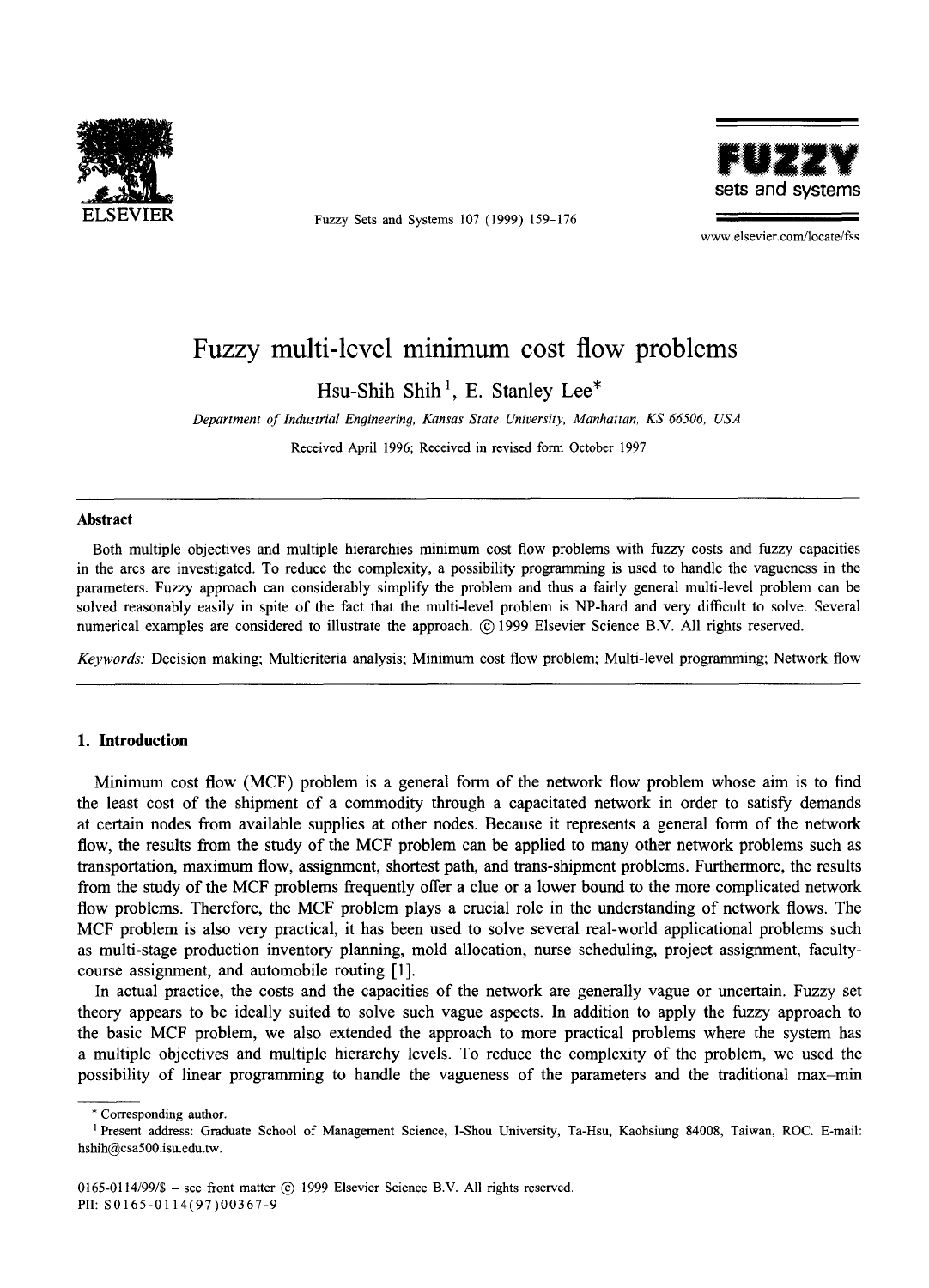# Fuzzy multi-level minimum cost flow problems

Hsu-Shih Shih [1], E. Stanley Lee*

*Department of Industrial Engineering, Kansas State University, Manhattan, KS 66506, USA*

Received April 1996; Received in revised form October 1997

## Abstract

Both multiple objectives and multiple hierarchies minimum cost flow problems with fuzzy costs and fuzzy capacities in the arcs are investigated. To reduce the complexity, a possibility programming is used to handle the vagueness in the parameters. Fuzzy approach can considerably simplify the problem and thus a fairly general multi-level problem can be solved reasonably easily in spite of the fact that the multi-level problem is NP-hard and very difficult to solve. Several numerical examples are considered to illustrate the approach. © 1999 Elsevier Science B.V. All rights reserved.

*Keywords:* Decision making; Multicriteria analysis; Minimum cost flow problem; Multi-level programming; Network flow

## 1. Introduction

Minimum cost flow (MCF) problem is a general form of the network flow problem whose aim is to find the least cost of the shipment of a commodity through a capacitated network in order to satisfy demands at certain nodes from available supplies at other nodes. Because it represents a general form of the network flow, the results from the study of the MCF problem can be applied to many other network problems such as transportation, maximum flow, assignment, shortest path, and trans-shipment problems. Furthermore, the results from the study of the MCF problems frequently offer a clue or a lower bound to the more complicated network flow problems. Therefore, the MCF problem plays a crucial role in the understanding of network flows. The MCF problem is also very practical, it has been used to solve several real-world applicational problems such as multi-stage production inventory planning, mold allocation, nurse scheduling, project assignment, faculty-course assignment, and automobile routing [1].

In actual practice, the costs and the capacities of the network are generally vague or uncertain. Fuzzy set theory appears to be ideally suited to solve such vague aspects. In addition to apply the fuzzy approach to the basic MCF problem, we also extended the approach to more practical problems where the system has a multiple objectives and multiple hierarchy levels. To reduce the complexity of the problem, we used the possibility of linear programming to handle the vagueness of the parameters and the traditional max–min

---

\* Corresponding author.

[1] Present address: Graduate School of Management Science, I-Shou University, Ta-Hsu, Kaohsiung 84008, Taiwan, ROC. E-mail: hshih@csa500.isu.edu.tw.

0165-0114/99/$ – see front matter © 1999 Elsevier Science B.V. All rights reserved.
PII: S0165-0114(97)00367-9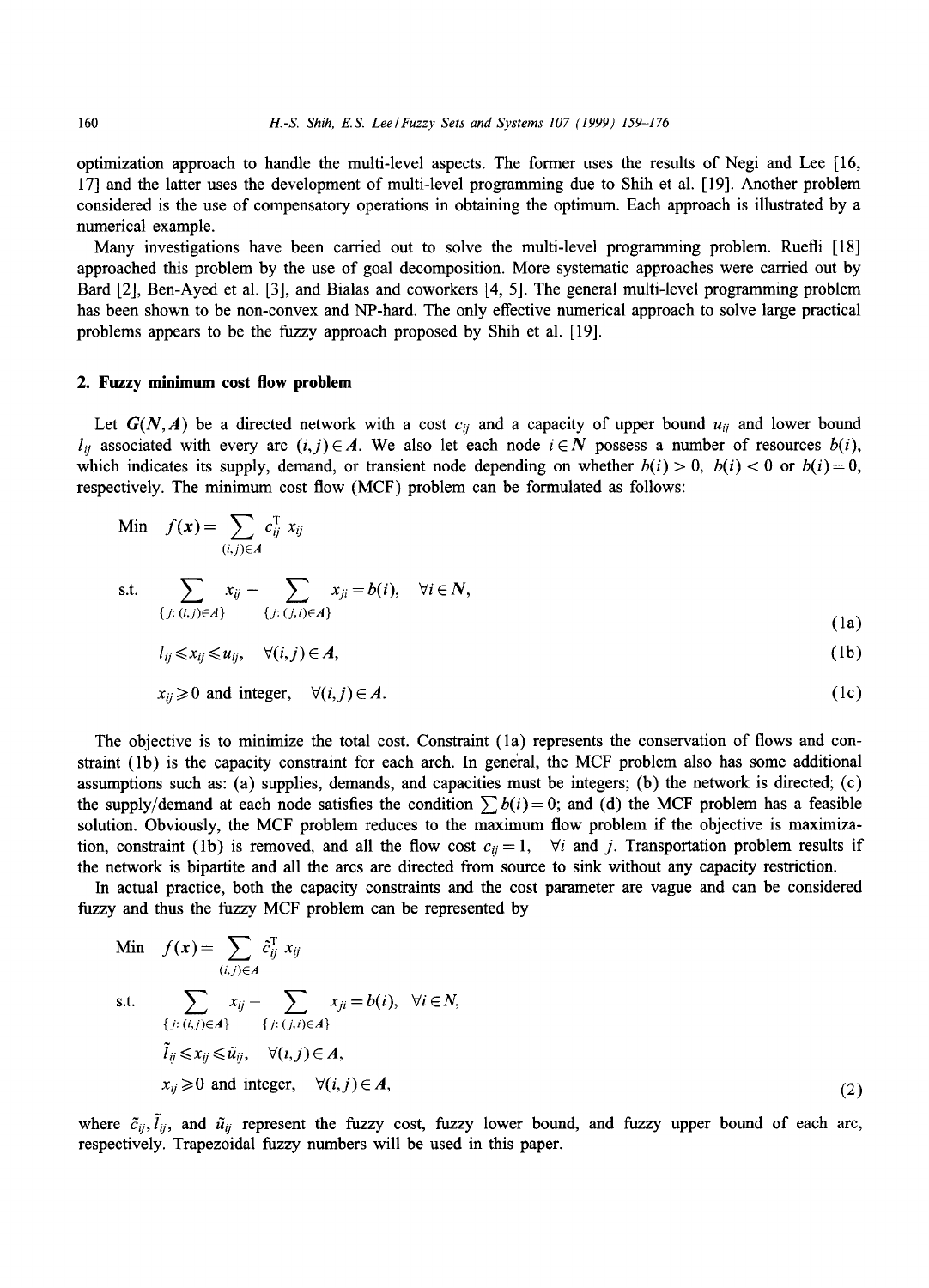optimization approach to handle the multi-level aspects. The former uses the results of Negi and Lee [16, 17] and the latter uses the development of multi-level programming due to Shih et al. [19]. Another problem considered is the use of compensatory operations in obtaining the optimum. Each approach is illustrated by a numerical example.

Many investigations have been carried out to solve the multi-level programming problem. Ruefli [18] approached this problem by the use of goal decomposition. More systematic approaches were carried out by Bard [2], Ben-Ayed et al. [3], and Bialas and coworkers [4, 5]. The general multi-level programming problem has been shown to be non-convex and NP-hard. The only effective numerical approach to solve large practical problems appears to be the fuzzy approach proposed by Shih et al. [19].

## 2. Fuzzy minimum cost flow problem

Let $G(N, A)$ be a directed network with a cost $c_{ij}$ and a capacity of upper bound $u_{ij}$ and lower bound $l_{ij}$ associated with every arc $(i, j) \in A$. We also let each node $i \in N$ possess a number of resources $b(i)$, which indicates its supply, demand, or transient node depending on whether $b(i) > 0$, $b(i) < 0$ or $b(i) = 0$, respectively. The minimum cost flow (MCF) problem can be formulated as follows:

$$\text{Min} \quad f(x) = \sum_{(i,j) \in A} c_{ij}^{\mathrm{T}} x_{ij}$$

$$\text{s.t.} \quad \sum_{\{j:\,(i,j) \in A\}} x_{ij} - \sum_{\{j:\,(j,i) \in A\}} x_{ji} = b(i), \quad \forall i \in N, \tag{1a}$$

$$l_{ij} \leqslant x_{ij} \leqslant u_{ij}, \quad \forall (i,j) \in A, \tag{1b}$$

$$x_{ij} \geqslant 0 \text{ and integer}, \quad \forall (i,j) \in A. \tag{1c}$$

The objective is to minimize the total cost. Constraint (1a) represents the conservation of flows and constraint (1b) is the capacity constraint for each arch. In general, the MCF problem also has some additional assumptions such as: (a) supplies, demands, and capacities must be integers; (b) the network is directed; (c) the supply/demand at each node satisfies the condition $\sum b(i) = 0$; and (d) the MCF problem has a feasible solution. Obviously, the MCF problem reduces to the maximum flow problem if the objective is maximization, constraint (1b) is removed, and all the flow cost $c_{ij} = 1$, $\forall i$ and $j$. Transportation problem results if the network is bipartite and all the arcs are directed from source to sink without any capacity restriction.

In actual practice, both the capacity constraints and the cost parameter are vague and can be considered fuzzy and thus the fuzzy MCF problem can be represented by

$$\begin{aligned}
\text{Min} \quad & f(x) = \sum_{(i,j) \in A} \tilde{c}_{ij}^{\mathrm{T}} x_{ij} \\
\text{s.t.} \quad & \sum_{\{j:\,(i,j) \in A\}} x_{ij} - \sum_{\{j:\,(j,i) \in A\}} x_{ji} = b(i), \quad \forall i \in N, \\
& \tilde{l}_{ij} \leqslant x_{ij} \leqslant \tilde{u}_{ij}, \quad \forall (i,j) \in A, \\
& x_{ij} \geqslant 0 \text{ and integer}, \quad \forall (i,j) \in A,
\end{aligned} \tag{2}$$

where $\tilde{c}_{ij}$, $\tilde{l}_{ij}$, and $\tilde{u}_{ij}$ represent the fuzzy cost, fuzzy lower bound, and fuzzy upper bound of each arc, respectively. Trapezoidal fuzzy numbers will be used in this paper.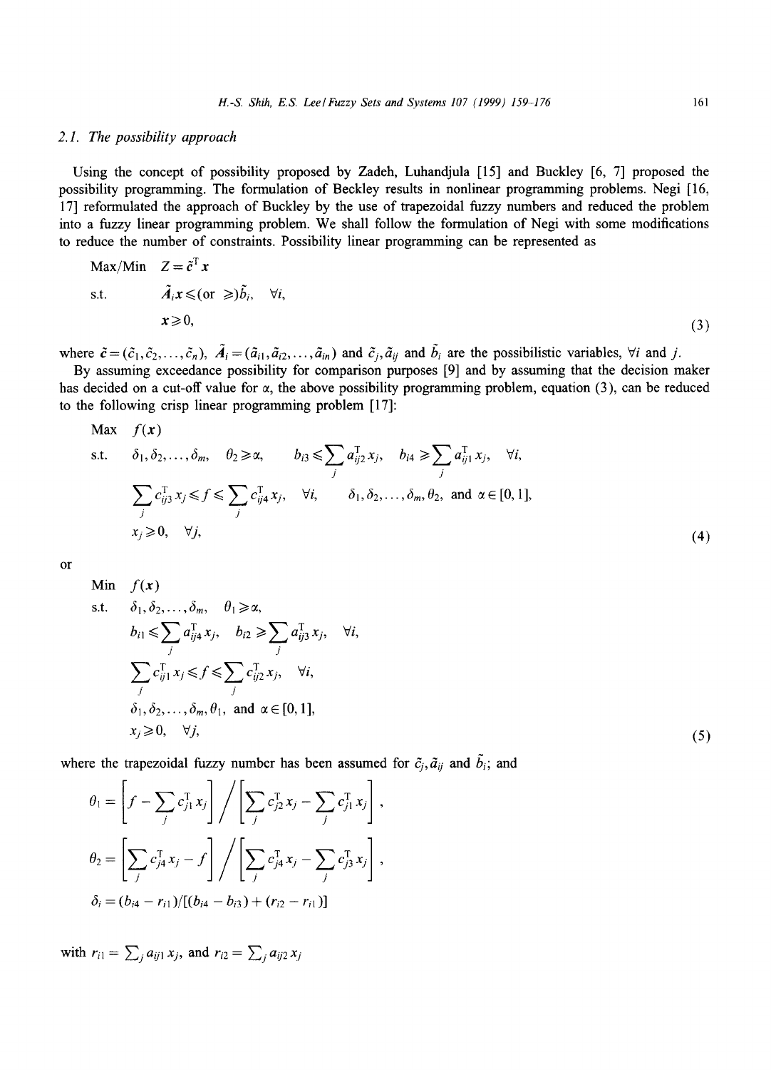## 2.1. The possibility approach

Using the concept of possibility proposed by Zadeh, Luhandjula [15] and Buckley [6, 7] proposed the possibility programming. The formulation of Beckley results in nonlinear programming problems. Negi [16, 17] reformulated the approach of Buckley by the use of trapezoidal fuzzy numbers and reduced the problem into a fuzzy linear programming problem. We shall follow the formulation of Negi with some modifications to reduce the number of constraints. Possibility linear programming can be represented as

$$
\begin{aligned}
\text{Max/Min} \quad & Z = \tilde{c}^{\mathrm{T}} x \\
\text{s.t.} \quad & \tilde{A}_i x \leqslant (\text{or } \geqslant) \tilde{b}_i, \quad \forall i, \\
& x \geqslant 0,
\end{aligned}
\tag{3}
$$

where $\tilde{c} = (\tilde{c}_1, \tilde{c}_2, \ldots, \tilde{c}_n)$, $\tilde{A}_i = (\tilde{a}_{i1}, \tilde{a}_{i2}, \ldots, \tilde{a}_{in})$ and $\tilde{c}_j, \tilde{a}_{ij}$ and $\tilde{b}_i$ are the possibilistic variables, $\forall i$ and $j$.

By assuming exceedance possibility for comparison purposes [9] and by assuming that the decision maker has decided on a cut-off value for $\alpha$, the above possibility programming problem, equation (3), can be reduced to the following crisp linear programming problem [17]:

$$
\begin{aligned}
\text{Max} \quad & f(x) \\
\text{s.t.} \quad & \delta_1, \delta_2, \ldots, \delta_m, \quad \theta_2 \geqslant \alpha, \qquad b_{i3} \leqslant \sum_j a_{ij2}^{\mathrm{T}} x_j, \quad b_{i4} \geqslant \sum_j a_{ij1}^{\mathrm{T}} x_j, \quad \forall i, \\
& \sum_j c_{ij3}^{\mathrm{T}} x_j \leqslant f \leqslant \sum_j c_{ij4}^{\mathrm{T}} x_j, \quad \forall i, \qquad \delta_1, \delta_2, \ldots, \delta_m, \theta_2, \text{ and } \alpha \in [0,1], \\
& x_j \geqslant 0, \quad \forall j,
\end{aligned}
\tag{4}
$$

or

$$
\begin{aligned}
\text{Min} \quad & f(x) \\
\text{s.t.} \quad & \delta_1, \delta_2, \ldots, \delta_m, \quad \theta_1 \geqslant \alpha, \\
& b_{i1} \leqslant \sum_j a_{ij4}^{\mathrm{T}} x_j, \quad b_{i2} \geqslant \sum_j a_{ij3}^{\mathrm{T}} x_j, \quad \forall i, \\
& \sum_j c_{ij1}^{\mathrm{T}} x_j \leqslant f \leqslant \sum_j c_{ij2}^{\mathrm{T}} x_j, \quad \forall i, \\
& \delta_1, \delta_2, \ldots, \delta_m, \theta_1, \text{ and } \alpha \in [0,1], \\
& x_j \geqslant 0, \quad \forall j,
\end{aligned}
\tag{5}
$$

where the trapezoidal fuzzy number has been assumed for $\tilde{c}_j, \tilde{a}_{ij}$ and $\tilde{b}_i$; and

$$
\theta_1 = \left[ f - \sum_j c_{j1}^{\mathrm{T}} x_j \right] \Big/ \left[ \sum_j c_{j2}^{\mathrm{T}} x_j - \sum_j c_{j1}^{\mathrm{T}} x_j \right],
$$

$$
\theta_2 = \left[ \sum_j c_{j4}^{\mathrm{T}} x_j - f \right] \Big/ \left[ \sum_j c_{j4}^{\mathrm{T}} x_j - \sum_j c_{j3}^{\mathrm{T}} x_j \right],
$$

$$
\delta_i = (b_{i4} - r_{i1}) / [(b_{i4} - b_{i3}) + (r_{i2} - r_{i1})]
$$

with $r_{i1} = \sum_j a_{ij1} x_j$, and $r_{i2} = \sum_j a_{ij2} x_j$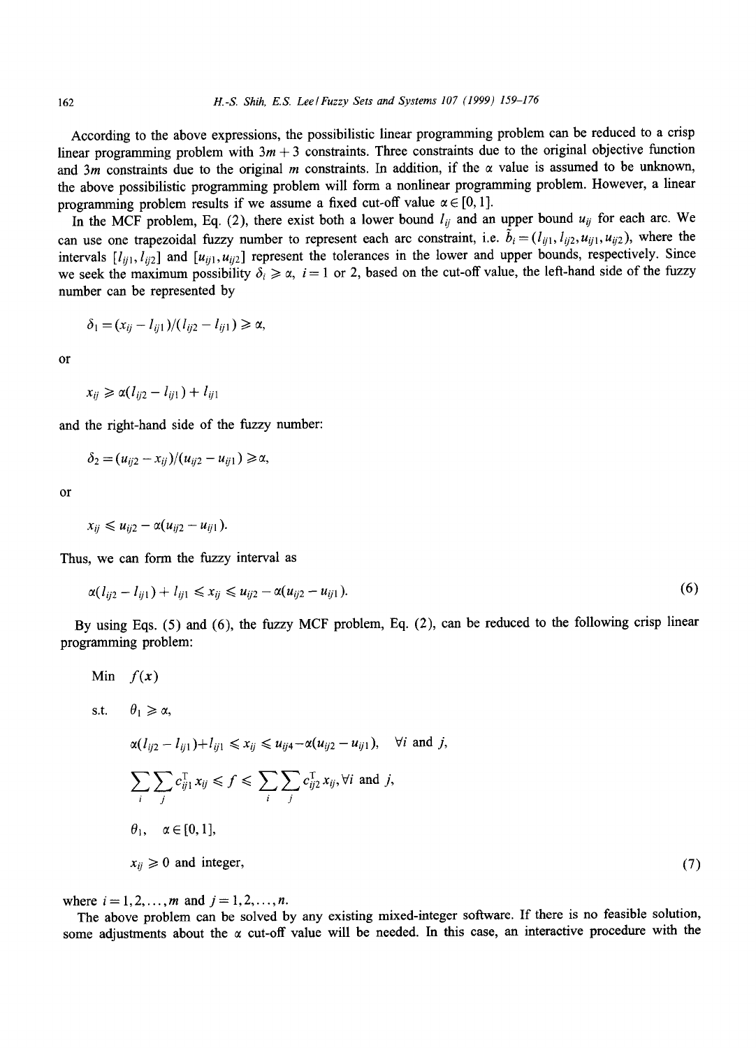According to the above expressions, the possibilistic linear programming problem can be reduced to a crisp linear programming problem with $3m + 3$ constraints. Three constraints due to the original objective function and $3m$ constraints due to the original $m$ constraints. In addition, if the $\alpha$ value is assumed to be unknown, the above possibilistic programming problem will form a nonlinear programming problem. However, a linear programming problem results if we assume a fixed cut-off value $\alpha \in [0, 1]$.

In the MCF problem, Eq. (2), there exist both a lower bound $l_{ij}$ and an upper bound $u_{ij}$ for each arc. We can use one trapezoidal fuzzy number to represent each arc constraint, i.e. $\tilde{b}_i = (l_{ij1}, l_{ij2}, u_{ij1}, u_{ij2})$, where the intervals $[l_{ij1}, l_{ij2}]$ and $[u_{ij1}, u_{ij2}]$ represent the tolerances in the lower and upper bounds, respectively. Since we seek the maximum possibility $\delta_i \geqslant \alpha$, $i = 1$ or 2, based on the cut-off value, the left-hand side of the fuzzy number can be represented by

$$\delta_1 = (x_{ij} - l_{ij1})/(l_{ij2} - l_{ij1}) \geqslant \alpha,$$

or

$$x_{ij} \geqslant \alpha(l_{ij2} - l_{ij1}) + l_{ij1}$$

and the right-hand side of the fuzzy number:

$$\delta_2 = (u_{ij2} - x_{ij})/(u_{ij2} - u_{ij1}) \geqslant \alpha,$$

or

$$x_{ij} \leqslant u_{ij2} - \alpha(u_{ij2} - u_{ij1}).$$

Thus, we can form the fuzzy interval as

$$\alpha(l_{ij2} - l_{ij1}) + l_{ij1} \leqslant x_{ij} \leqslant u_{ij2} - \alpha(u_{ij2} - u_{ij1}). \tag{6}$$

By using Eqs. (5) and (6), the fuzzy MCF problem, Eq. (2), can be reduced to the following crisp linear programming problem:

$$\begin{aligned}
\text{Min} \quad & f(x) \\
\text{s.t.} \quad & \theta_1 \geqslant \alpha, \\
& \alpha(l_{ij2} - l_{ij1}) + l_{ij1} \leqslant x_{ij} \leqslant u_{ij4} - \alpha(u_{ij2} - u_{ij1}), \quad \forall i \text{ and } j, \\
& \sum_i \sum_j c_{ij1}^{\mathrm{T}} x_{ij} \leqslant f \leqslant \sum_i \sum_j c_{ij2}^{\mathrm{T}} x_{ij}, \forall i \text{ and } j, \\
& \theta_1, \quad \alpha \in [0, 1], \\
& x_{ij} \geqslant 0 \text{ and integer},
\end{aligned} \tag{7}$$

where $i = 1, 2, \ldots, m$ and $j = 1, 2, \ldots, n$.

The above problem can be solved by any existing mixed-integer software. If there is no feasible solution, some adjustments about the $\alpha$ cut-off value will be needed. In this case, an interactive procedure with the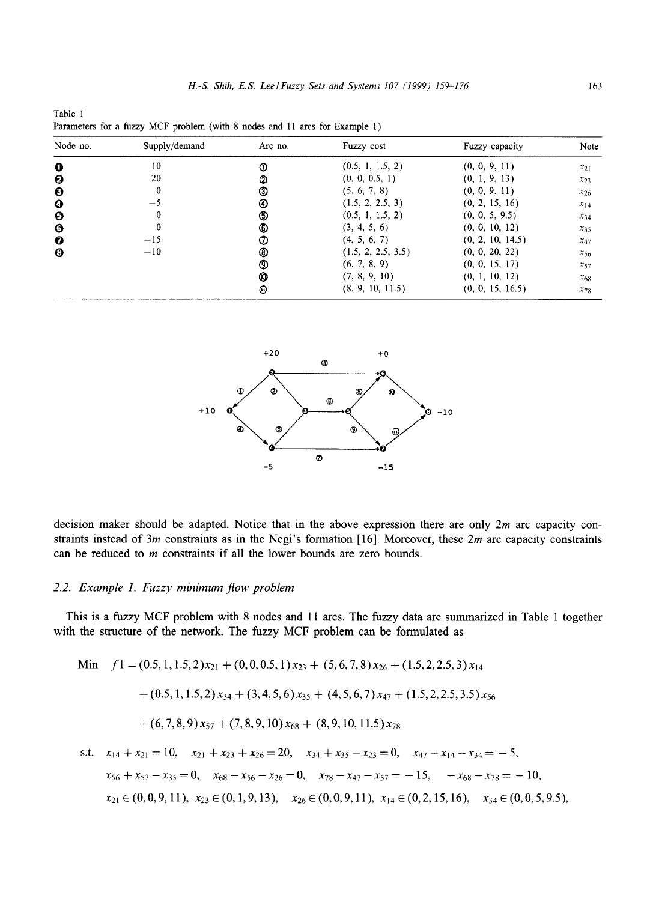Table 1
Parameters for a fuzzy MCF problem (with 8 nodes and 11 arcs for Example 1)

| Node no. | Supply/demand | Arc no. | Fuzzy cost | Fuzzy capacity | Note |
|---|---|---|---|---|---|
| ❶ | 10 | ① | (0.5, 1, 1.5, 2) | (0, 0, 9, 11) | $x_{21}$ |
| ❷ | 20 | ② | (0, 0, 0.5, 1) | (0, 1, 9, 13) | $x_{23}$ |
| ❸ | 0 | ③ | (5, 6, 7, 8) | (0, 0, 9, 11) | $x_{26}$ |
| ❹ | −5 | ④ | (1.5, 2, 2.5, 3) | (0, 2, 15, 16) | $x_{14}$ |
| ❺ | 0 | ⑤ | (0.5, 1, 1.5, 2) | (0, 0, 5, 9.5) | $x_{34}$ |
| ❻ | 0 | ⑥ | (3, 4, 5, 6) | (0, 0, 10, 12) | $x_{35}$ |
| ❼ | −15 | ⑦ | (4, 5, 6, 7) | (0, 2, 10, 14.5) | $x_{47}$ |
| ❽ | −10 | ⑧ | (1.5, 2, 2.5, 3.5) | (0, 0, 20, 22) | $x_{56}$ |
| | | ⑨ | (6, 7, 8, 9) | (0, 0, 15, 17) | $x_{57}$ |
| | | ⑩ | (7, 8, 9, 10) | (0, 1, 10, 12) | $x_{68}$ |
| | | ⑪ | (8, 9, 10, 11.5) | (0, 0, 15, 16.5) | $x_{78}$ |

+20 +0 +10 −10 −5 −15

decision maker should be adapted. Notice that in the above expression there are only $2m$ arc capacity constraints instead of $3m$ constraints as in the Negi's formation [16]. Moreover, these $2m$ arc capacity constraints can be reduced to $m$ constraints if all the lower bounds are zero bounds.

### 2.2. Example 1. Fuzzy minimum flow problem

This is a fuzzy MCF problem with 8 nodes and 11 arcs. The fuzzy data are summarized in Table 1 together with the structure of the network. The fuzzy MCF problem can be formulated as

$$\text{Min} \quad f1 = (0.5,1,1.5,2)x_{21} + (0,0,0.5,1)x_{23} + (5,6,7,8)x_{26} + (1.5,2,2.5,3)x_{14} + (0.5,1,1.5,2)x_{34} + (3,4,5,6)x_{35} + (4,5,6,7)x_{47} + (1.5,2,2.5,3.5)x_{56} + (6,7,8,9)x_{57} + (7,8,9,10)x_{68} + (8,9,10,11.5)x_{78}$$

$$\text{s.t.} \quad x_{14} + x_{21} = 10, \quad x_{21} + x_{23} + x_{26} = 20, \quad x_{34} + x_{35} - x_{23} = 0, \quad x_{47} - x_{14} - x_{34} = -5,$$

$$x_{56} + x_{57} - x_{35} = 0, \quad x_{68} - x_{56} - x_{26} = 0, \quad x_{78} - x_{47} - x_{57} = -15, \quad -x_{68} - x_{78} = -10,$$

$$x_{21} \in (0,0,9,11), \quad x_{23} \in (0,1,9,13), \quad x_{26} \in (0,0,9,11), \quad x_{14} \in (0,2,15,16), \quad x_{34} \in (0,0,5,9.5),$$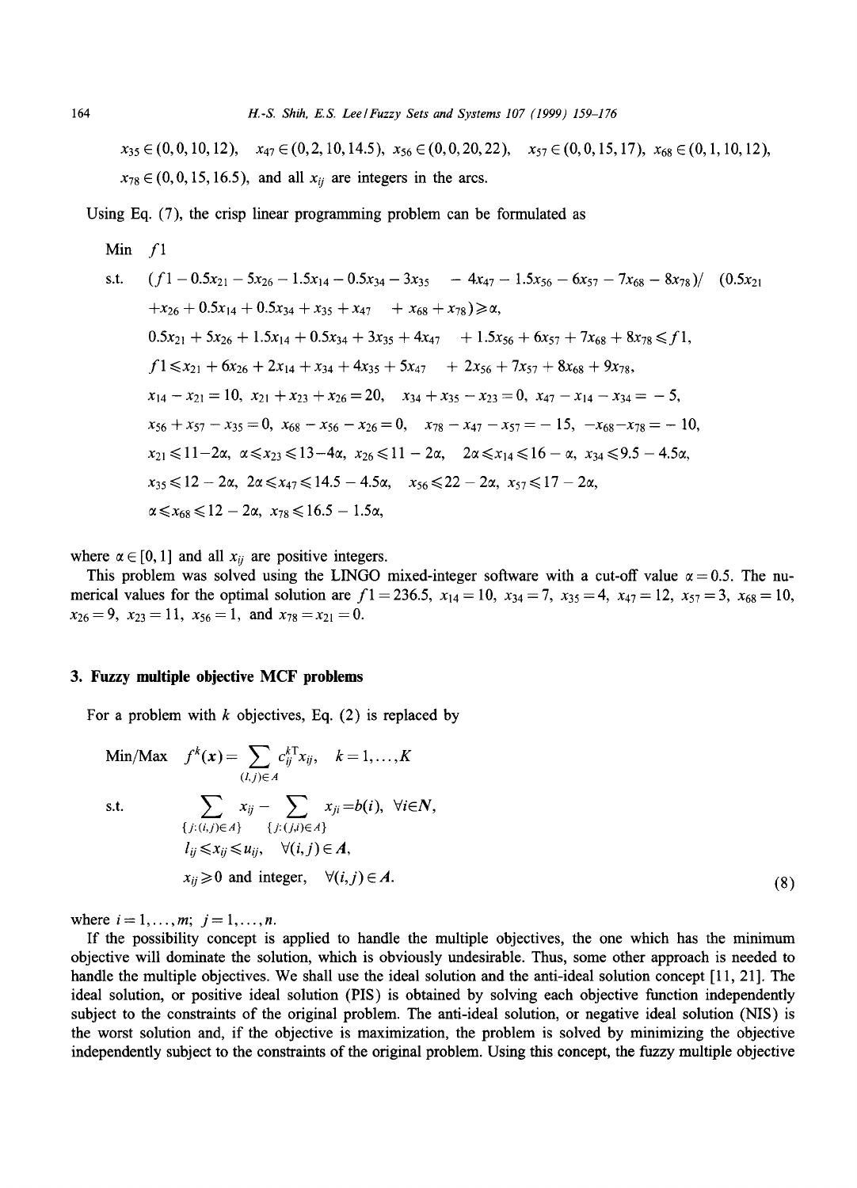$x_{35} \in (0, 0, 10, 12)$, $\quad x_{47} \in (0, 2, 10, 14.5)$, $\quad x_{56} \in (0, 0, 20, 22)$, $\quad x_{57} \in (0, 0, 15, 17)$, $\quad x_{68} \in (0, 1, 10, 12)$,

$x_{78} \in (0, 0, 15, 16.5)$, and all $x_{ij}$ are integers in the arcs.

Using Eq. (7), the crisp linear programming problem can be formulated as

$$
\begin{aligned}
\text{Min} \quad & f1 \\
\text{s.t.} \quad & (f1 - 0.5x_{21} - 5x_{26} - 1.5x_{14} - 0.5x_{34} - 3x_{35} - 4x_{47} - 1.5x_{56} - 6x_{57} - 7x_{68} - 8x_{78}) / \ (0.5x_{21} \\
& + x_{26} + 0.5x_{14} + 0.5x_{34} + x_{35} + x_{47} + x_{68} + x_{78}) \geqslant \alpha, \\
& 0.5x_{21} + 5x_{26} + 1.5x_{14} + 0.5x_{34} + 3x_{35} + 4x_{47} + 1.5x_{56} + 6x_{57} + 7x_{68} + 8x_{78} \leqslant f1, \\
& f1 \leqslant x_{21} + 6x_{26} + 2x_{14} + x_{34} + 4x_{35} + 5x_{47} + 2x_{56} + 7x_{57} + 8x_{68} + 9x_{78}, \\
& x_{14} - x_{21} = 10, \ x_{21} + x_{23} + x_{26} = 20, \ \ x_{34} + x_{35} - x_{23} = 0, \ x_{47} - x_{14} - x_{34} = -5, \\
& x_{56} + x_{57} - x_{35} = 0, \ x_{68} - x_{56} - x_{26} = 0, \ \ x_{78} - x_{47} - x_{57} = -15, \ -x_{68} - x_{78} = -10, \\
& x_{21} \leqslant 11 - 2\alpha, \ \alpha \leqslant x_{23} \leqslant 13 - 4\alpha, \ x_{26} \leqslant 11 - 2\alpha, \ \ 2\alpha \leqslant x_{14} \leqslant 16 - \alpha, \ x_{34} \leqslant 9.5 - 4.5\alpha, \\
& x_{35} \leqslant 12 - 2\alpha, \ 2\alpha \leqslant x_{47} \leqslant 14.5 - 4.5\alpha, \ \ x_{56} \leqslant 22 - 2\alpha, \ x_{57} \leqslant 17 - 2\alpha, \\
& \alpha \leqslant x_{68} \leqslant 12 - 2\alpha, \ x_{78} \leqslant 16.5 - 1.5\alpha,
\end{aligned}
$$

where $\alpha \in [0, 1]$ and all $x_{ij}$ are positive integers.

This problem was solved using the LINGO mixed-integer software with a cut-off value $\alpha = 0.5$. The numerical values for the optimal solution are $f1 = 236.5$, $x_{14} = 10$, $x_{34} = 7$, $x_{35} = 4$, $x_{47} = 12$, $x_{57} = 3$, $x_{68} = 10$, $x_{26} = 9$, $x_{23} = 11$, $x_{56} = 1$, and $x_{78} = x_{21} = 0$.

## 3. Fuzzy multiple objective MCF problems

For a problem with $k$ objectives, Eq. (2) is replaced by

$$
\begin{aligned}
\text{Min/Max} \quad & f^k(x) = \sum_{(i,j) \in A} c_{ij}^{k\mathrm{T}} x_{ij}, \quad k = 1, \ldots, K \\
\text{s.t.} \quad & \sum_{\{j:(i,j) \in A\}} x_{ij} - \sum_{\{j:(j,i) \in A\}} x_{ji} = b(i), \ \ \forall i \in \boldsymbol{N}, \\
& l_{ij} \leqslant x_{ij} \leqslant u_{ij}, \quad \forall (i,j) \in \boldsymbol{A}, \\
& x_{ij} \geqslant 0 \text{ and integer}, \quad \forall (i,j) \in \boldsymbol{A}.
\end{aligned} \tag{8}
$$

where $i = 1, \ldots, m$; $j = 1, \ldots, n$.

If the possibility concept is applied to handle the multiple objectives, the one which has the minimum objective will dominate the solution, which is obviously undesirable. Thus, some other approach is needed to handle the multiple objectives. We shall use the ideal solution and the anti-ideal solution concept [11, 21]. The ideal solution, or positive ideal solution (PIS) is obtained by solving each objective function independently subject to the constraints of the original problem. The anti-ideal solution, or negative ideal solution (NIS) is the worst solution and, if the objective is maximization, the problem is solved by minimizing the objective independently subject to the constraints of the original problem. Using this concept, the fuzzy multiple objective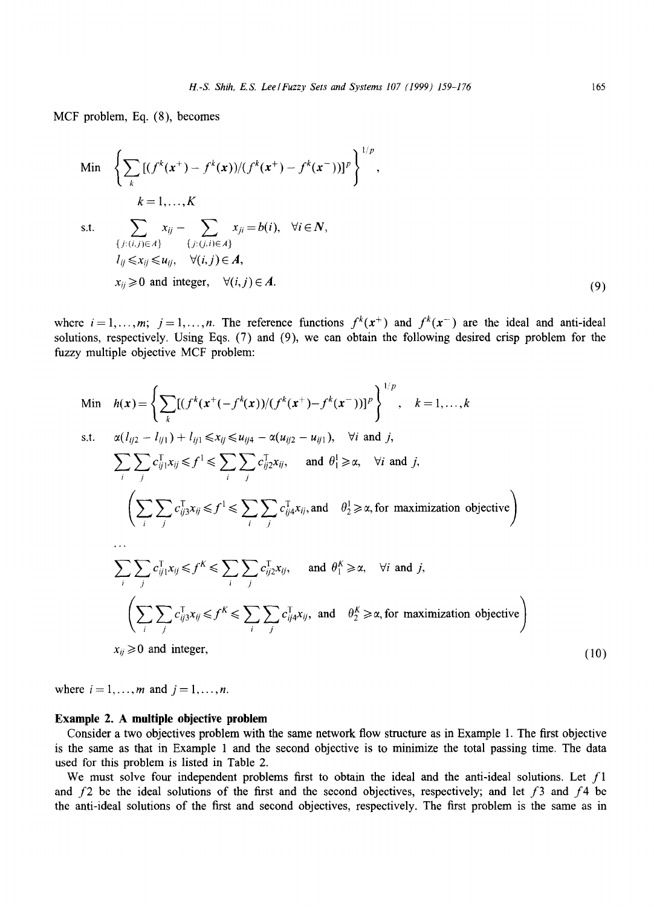MCF problem, Eq. (8), becomes

$$
\begin{aligned}
\text{Min} \quad & \left\{ \sum_k [(f^k(x^+) - f^k(x))/(f^k(x^+) - f^k(x^-))]^p \right\}^{1/p}, \\
& k = 1, \ldots, K \\
\text{s.t.} \quad & \sum_{\{j:(i,j)\in A\}} x_{ij} - \sum_{\{j:(j,i)\in A\}} x_{ji} = b(i), \quad \forall i \in \boldsymbol{N}, \\
& l_{ij} \leqslant x_{ij} \leqslant u_{ij}, \quad \forall (i,j) \in \boldsymbol{A}, \\
& x_{ij} \geqslant 0 \text{ and integer}, \quad \forall (i,j) \in \boldsymbol{A}.
\end{aligned} \tag{9}
$$

where $i = 1, \ldots, m$; $j = 1, \ldots, n$. The reference functions $f^k(x^+)$ and $f^k(x^-)$ are the ideal and anti-ideal solutions, respectively. Using Eqs. (7) and (9), we can obtain the following desired crisp problem for the fuzzy multiple objective MCF problem:

$$
\begin{aligned}
\text{Min} \quad & h(x) = \left\{ \sum_k [(f^k(x^+(-f^k(x))/(f^k(x^+)-f^k(x^-))]^p \right\}^{1/p}, \quad k = 1, \ldots, k \\
\text{s.t.} \quad & \alpha(l_{ij2} - l_{ij1}) + l_{ij1} \leqslant x_{ij} \leqslant u_{ij4} - \alpha(u_{ij2} - u_{ij1}), \quad \forall i \text{ and } j, \\
& \sum_i \sum_j c_{ij1}^{\mathrm{T}} x_{ij} \leqslant f^1 \leqslant \sum_i \sum_j c_{ij2}^{\mathrm{T}} x_{ij}, \quad \text{and } \theta_1^1 \geqslant \alpha, \quad \forall i \text{ and } j, \\
& \left( \sum_i \sum_j c_{ij3}^{\mathrm{T}} x_{ij} \leqslant f^1 \leqslant \sum_i \sum_j c_{ij4}^{\mathrm{T}} x_{ij}, \text{and} \quad \theta_2^1 \geqslant \alpha, \text{for maximization objective} \right) \\
& \ldots \\
& \sum_i \sum_j c_{ij1}^{\mathrm{T}} x_{ij} \leqslant f^K \leqslant \sum_i \sum_j c_{ij2}^{\mathrm{T}} x_{ij}, \quad \text{and } \theta_1^K \geqslant \alpha, \quad \forall i \text{ and } j, \\
& \left( \sum_i \sum_j c_{ij3}^{\mathrm{T}} x_{ij} \leqslant f^K \leqslant \sum_i \sum_j c_{ij4}^{\mathrm{T}} x_{ij}, \text{ and } \quad \theta_2^K \geqslant \alpha, \text{for maximization objective} \right) \\
& x_{ij} \geqslant 0 \text{ and integer},
\end{aligned} \tag{10}
$$

where $i = 1, \ldots, m$ and $j = 1, \ldots, n$.

**Example 2. A multiple objective problem**

Consider a two objectives problem with the same network flow structure as in Example 1. The first objective is the same as that in Example 1 and the second objective is to minimize the total passing time. The data used for this problem is listed in Table 2.

We must solve four independent problems first to obtain the ideal and the anti-ideal solutions. Let $f1$ and $f2$ be the ideal solutions of the first and the second objectives, respectively; and let $f3$ and $f4$ be the anti-ideal solutions of the first and second objectives, respectively. The first problem is the same as in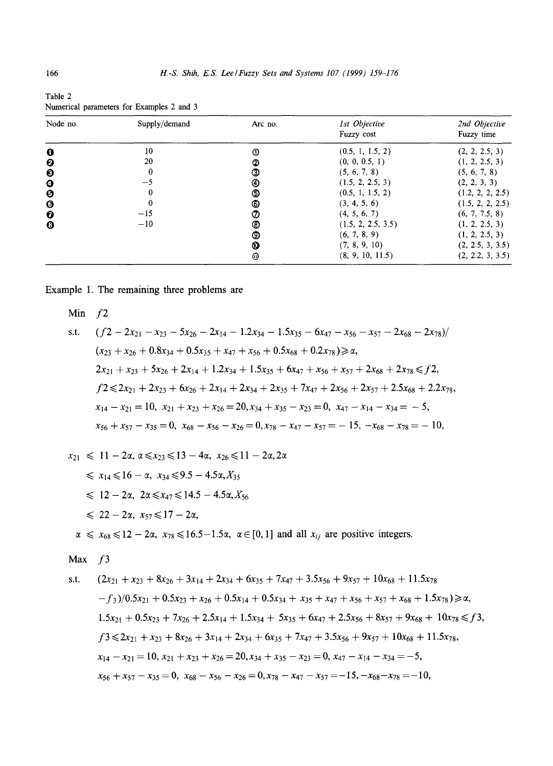Table 2
Numerical parameters for Examples 2 and 3

| Node no. | Supply/demand | Arc no. | *1st Objective* Fuzzy cost | *2nd Objective* Fuzzy time |
|---|---|---|---|---|
| ❶ | 10 | ① | (0.5, 1, 1.5, 2) | (2, 2, 2.5, 3) |
| ❷ | 20 | ② | (0, 0, 0.5, 1) | (1, 2, 2.5, 3) |
| ❸ | 0 | ③ | (5, 6, 7, 8) | (5, 6, 7, 8) |
| ❹ | −5 | ④ | (1.5, 2, 2.5, 3) | (2, 2, 3, 3) |
| ❺ | 0 | ⑤ | (0.5, 1, 1.5, 2) | (1.2, 2, 2, 2.5) |
| ❻ | 0 | ⑥ | (3, 4, 5, 6) | (1.5, 2, 2, 2.5) |
| ❼ | −15 | ⑦ | (4, 5, 6, 7) | (6, 7, 7.5, 8) |
| ❽ | −10 | ⑧ | (1.5, 2, 2.5, 3.5) | (1, 2, 2.5, 3) |
| | | ⑨ | (6, 7, 8, 9) | (1, 2, 2.5, 3) |
| | | ⑩ | (7, 8, 9, 10) | (2, 2.5, 3, 3.5) |
| | | ⑪ | (8, 9, 10, 11.5) | (2, 2.2, 3, 3.5) |

Example 1. The remaining three problems are

$$\text{Min} \quad f2$$

$$\text{s.t.} \quad (f2 - 2x_{21} - x_{23} - 5x_{26} - 2x_{14} - 1.2x_{34} - 1.5x_{35} - 6x_{47} - x_{56} - x_{57} - 2x_{68} - 2x_{78})/$$
$$(x_{23} + x_{26} + 0.8x_{34} + 0.5x_{35} + x_{47} + x_{56} + 0.5x_{68} + 0.2x_{78}) \geqslant \alpha,$$
$$2x_{21} + x_{23} + 5x_{26} + 2x_{14} + 1.2x_{34} + 1.5x_{35} + 6x_{47} + x_{56} + x_{57} + 2x_{68} + 2x_{78} \leqslant f2,$$
$$f2 \leqslant 2x_{21} + 2x_{23} + 6x_{26} + 2x_{14} + 2x_{34} + 2x_{35} + 7x_{47} + 2x_{56} + 2x_{57} + 2.5x_{68} + 2.2x_{78},$$
$$x_{14} - x_{21} = 10,\ x_{21} + x_{23} + x_{26} = 20, x_{34} + x_{35} - x_{23} = 0,\ x_{47} - x_{14} - x_{34} = -5,$$
$$x_{56} + x_{57} - x_{35} = 0,\ x_{68} - x_{56} - x_{26} = 0, x_{78} - x_{47} - x_{57} = -15,\ -x_{68} - x_{78} = -10,$$

$$x_{21} \leqslant 11 - 2\alpha,\ \alpha \leqslant x_{23} \leqslant 13 - 4\alpha,\ x_{26} \leqslant 11 - 2\alpha, 2\alpha \leqslant x_{14} \leqslant 16 - \alpha,\ x_{34} \leqslant 9.5 - 4.5\alpha, X_{35} \leqslant 12 - 2\alpha,\ 2\alpha \leqslant x_{47} \leqslant 14.5 - 4.5\alpha, X_{56} \leqslant 22 - 2\alpha,\ x_{57} \leqslant 17 - 2\alpha,$$
$$\alpha \leqslant x_{68} \leqslant 12 - 2\alpha,\ x_{78} \leqslant 16.5 - 1.5\alpha,\ \alpha \in [0,1] \text{ and all } x_{ij} \text{ are positive integers.}$$

$$\text{Max} \quad f3$$

$$\text{s.t.} \quad (2x_{21} + x_{23} + 8x_{26} + 3x_{14} + 2x_{34} + 6x_{35} + 7x_{47} + 3.5x_{56} + 9x_{57} + 10x_{68} + 11.5x_{78}$$
$$- f_3)/0.5x_{21} + 0.5x_{23} + x_{26} + 0.5x_{14} + 0.5x_{34} + x_{35} + x_{47} + x_{56} + x_{57} + x_{68} + 1.5x_{78}) \geqslant \alpha,$$
$$1.5x_{21} + 0.5x_{23} + 7x_{26} + 2.5x_{14} + 1.5x_{34} + 5x_{35} + 6x_{47} + 2.5x_{56} + 8x_{57} + 9x_{68} + 10x_{78} \leqslant f3,$$
$$f3 \leqslant 2x_{21} + x_{23} + 8x_{26} + 3x_{14} + 2x_{34} + 6x_{35} + 7x_{47} + 3.5x_{56} + 9x_{57} + 10x_{68} + 11.5x_{78},$$
$$x_{14} - x_{21} = 10, x_{21} + x_{23} + x_{26} = 20, x_{34} + x_{35} - x_{23} = 0, x_{47} - x_{14} - x_{34} = -5,$$
$$x_{56} + x_{57} - x_{35} = 0,\ x_{68} - x_{56} - x_{26} = 0, x_{78} - x_{47} - x_{57} = -15, -x_{68} - x_{78} = -10,$$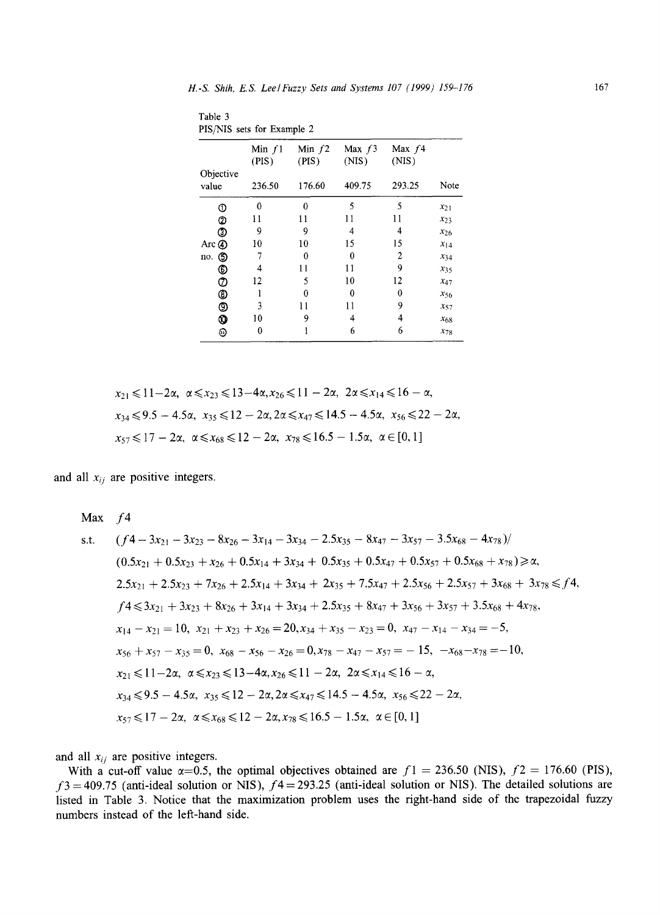Table 3
PIS/NIS sets for Example 2

| | | Min $f1$ (PIS) | Min $f2$ (PIS) | Max $f3$ (NIS) | Max $f4$ (NIS) | |
|---|---|---|---|---|---|---|
| Objective value | | 236.50 | 176.60 | 409.75 | 293.25 | Note |
| | ① | 0 | 0 | 5 | 5 | $x_{21}$ |
| | ② | 11 | 11 | 11 | 11 | $x_{23}$ |
| | ③ | 9 | 9 | 4 | 4 | $x_{26}$ |
| Arc | ④ | 10 | 10 | 15 | 15 | $x_{14}$ |
| no. | ⑤ | 7 | 0 | 0 | 2 | $x_{34}$ |
| | ⑥ | 4 | 11 | 11 | 9 | $x_{35}$ |
| | ⑦ | 12 | 5 | 10 | 12 | $x_{47}$ |
| | ⑧ | 1 | 0 | 0 | 0 | $x_{56}$ |
| | ⑨ | 3 | 11 | 11 | 9 | $x_{57}$ |
| | ⑩ | 10 | 9 | 4 | 4 | $x_{68}$ |
| | ⑪ | 0 | 1 | 6 | 6 | $x_{78}$ |

$$x_{21} \leqslant 11-2\alpha,\ \alpha \leqslant x_{23} \leqslant 13-4\alpha, x_{26} \leqslant 11-2\alpha,\ 2\alpha \leqslant x_{14} \leqslant 16-\alpha,$$
$$x_{34} \leqslant 9.5-4.5\alpha,\ x_{35} \leqslant 12-2\alpha, 2\alpha \leqslant x_{47} \leqslant 14.5-4.5\alpha,\ x_{56} \leqslant 22-2\alpha,$$
$$x_{57} \leqslant 17-2\alpha,\ \alpha \leqslant x_{68} \leqslant 12-2\alpha,\ x_{78} \leqslant 16.5-1.5\alpha,\ \alpha \in [0,1]$$

and all $x_{ij}$ are positive integers.

$$\text{Max} \quad f4$$
$$\text{s.t.} \quad (f4 - 3x_{21} - 3x_{23} - 8x_{26} - 3x_{14} - 3x_{34} - 2.5x_{35} - 8x_{47} - 3x_{57} - 3.5x_{68} - 4x_{78})/$$
$$(0.5x_{21} + 0.5x_{23} + x_{26} + 0.5x_{14} + 3x_{34} + 0.5x_{35} + 0.5x_{47} + 0.5x_{57} + 0.5x_{68} + x_{78}) \geqslant \alpha,$$
$$2.5x_{21} + 2.5x_{23} + 7x_{26} + 2.5x_{14} + 3x_{34} + 2x_{35} + 7.5x_{47} + 2.5x_{56} + 2.5x_{57} + 3x_{68} + 3x_{78} \leqslant f4,$$
$$f4 \leqslant 3x_{21} + 3x_{23} + 8x_{26} + 3x_{14} + 3x_{34} + 2.5x_{35} + 8x_{47} + 3x_{56} + 3x_{57} + 3.5x_{68} + 4x_{78},$$
$$x_{14} - x_{21} = 10,\ x_{21} + x_{23} + x_{26} = 20, x_{34} + x_{35} - x_{23} = 0,\ x_{47} - x_{14} - x_{34} = -5,$$
$$x_{56} + x_{57} - x_{35} = 0,\ x_{68} - x_{56} - x_{26} = 0, x_{78} - x_{47} - x_{57} = -15,\ -x_{68} - x_{78} = -10,$$
$$x_{21} \leqslant 11-2\alpha,\ \alpha \leqslant x_{23} \leqslant 13-4\alpha, x_{26} \leqslant 11-2\alpha,\ 2\alpha \leqslant x_{14} \leqslant 16-\alpha,$$
$$x_{34} \leqslant 9.5-4.5\alpha,\ x_{35} \leqslant 12-2\alpha, 2\alpha \leqslant x_{47} \leqslant 14.5-4.5\alpha,\ x_{56} \leqslant 22-2\alpha,$$
$$x_{57} \leqslant 17-2\alpha,\ \alpha \leqslant x_{68} \leqslant 12-2\alpha, x_{78} \leqslant 16.5-1.5\alpha,\ \alpha \in [0,1]$$

and all $x_{ij}$ are positive integers.

With a cut-off value $\alpha$=0.5, the optimal objectives obtained are $f1$ = 236.50 (NIS), $f2$ = 176.60 (PIS), $f3$ = 409.75 (anti-ideal solution or NIS), $f4$ = 293.25 (anti-ideal solution or NIS). The detailed solutions are listed in Table 3. Notice that the maximization problem uses the right-hand side of the trapezoidal fuzzy numbers instead of the left-hand side.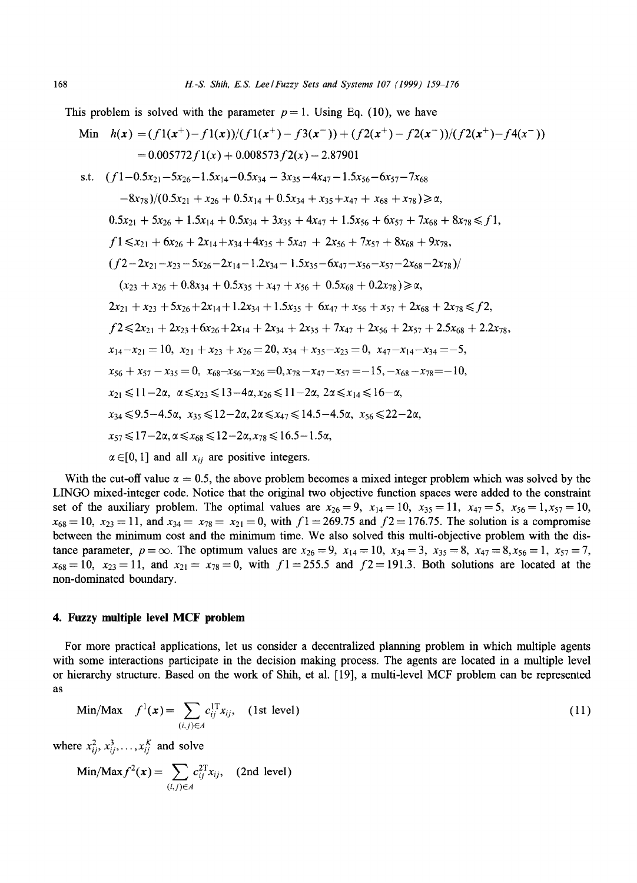This problem is solved with the parameter $p = 1$. Using Eq. (10), we have

$$
\begin{aligned}
\text{Min} \quad & h(\boldsymbol{x}) = (f1(\boldsymbol{x}^+) - f1(\boldsymbol{x}))/(f1(\boldsymbol{x}^+) - f3(\boldsymbol{x}^-)) + (f2(\boldsymbol{x}^+) - f2(\boldsymbol{x}^-))/(f2(\boldsymbol{x}^+) - f4(\boldsymbol{x}^-)) \\
& \quad = 0.005772 f1(\boldsymbol{x}) + 0.008573 f2(\boldsymbol{x}) - 2.87901 \\
\text{s.t.} \quad & (f1 - 0.5x_{21} - 5x_{26} - 1.5x_{14} - 0.5x_{34} - 3x_{35} - 4x_{47} - 1.5x_{56} - 6x_{57} - 7x_{68} \\
& \quad - 8x_{78})/(0.5x_{21} + x_{26} + 0.5x_{14} + 0.5x_{34} + x_{35} + x_{47} + x_{68} + x_{78}) \geqslant \alpha, \\
& 0.5x_{21} + 5x_{26} + 1.5x_{14} + 0.5x_{34} + 3x_{35} + 4x_{47} + 1.5x_{56} + 6x_{57} + 7x_{68} + 8x_{78} \leqslant f1, \\
& f1 \leqslant x_{21} + 6x_{26} + 2x_{14} + x_{34} + 4x_{35} + 5x_{47} + 2x_{56} + 7x_{57} + 8x_{68} + 9x_{78}, \\
& (f2 - 2x_{21} - x_{23} - 5x_{26} - 2x_{14} - 1.2x_{34} - 1.5x_{35} - 6x_{47} - x_{56} - x_{57} - 2x_{68} - 2x_{78})/ \\
& \quad (x_{23} + x_{26} + 0.8x_{34} + 0.5x_{35} + x_{47} + x_{56} + 0.5x_{68} + 0.2x_{78}) \geqslant \alpha, \\
& 2x_{21} + x_{23} + 5x_{26} + 2x_{14} + 1.2x_{34} + 1.5x_{35} + 6x_{47} + x_{56} + x_{57} + 2x_{68} + 2x_{78} \leqslant f2, \\
& f2 \leqslant 2x_{21} + 2x_{23} + 6x_{26} + 2x_{14} + 2x_{34} + 2x_{35} + 7x_{47} + 2x_{56} + 2x_{57} + 2.5x_{68} + 2.2x_{78}, \\
& x_{14} - x_{21} = 10, \; x_{21} + x_{23} + x_{26} = 20, \; x_{34} + x_{35} - x_{23} = 0, \; x_{47} - x_{14} - x_{34} = -5, \\
& x_{56} + x_{57} - x_{35} = 0, \; x_{68} - x_{56} - x_{26} = 0, x_{78} - x_{47} - x_{57} = -15, -x_{68} - x_{78} = -10, \\
& x_{21} \leqslant 11 - 2\alpha, \; \alpha \leqslant x_{23} \leqslant 13 - 4\alpha, x_{26} \leqslant 11 - 2\alpha, \; 2\alpha \leqslant x_{14} \leqslant 16 - \alpha, \\
& x_{34} \leqslant 9.5 - 4.5\alpha, \; x_{35} \leqslant 12 - 2\alpha, 2\alpha \leqslant x_{47} \leqslant 14.5 - 4.5\alpha, \; x_{56} \leqslant 22 - 2\alpha, \\
& x_{57} \leqslant 17 - 2\alpha, \alpha \leqslant x_{68} \leqslant 12 - 2\alpha, x_{78} \leqslant 16.5 - 1.5\alpha, \\
& \alpha \in [0, 1] \text{ and all } x_{ij} \text{ are positive integers.}
\end{aligned}
$$

With the cut-off value $\alpha = 0.5$, the above problem becomes a mixed integer problem which was solved by the LINGO mixed-integer code. Notice that the original two objective function spaces were added to the constraint set of the auxiliary problem. The optimal values are $x_{26} = 9$, $x_{14} = 10$, $x_{35} = 11$, $x_{47} = 5$, $x_{56} = 1, x_{57} = 10$, $x_{68} = 10$, $x_{23} = 11$, and $x_{34} = x_{78} = x_{21} = 0$, with $f1 = 269.75$ and $f2 = 176.75$. The solution is a compromise between the minimum cost and the minimum time. We also solved this multi-objective problem with the distance parameter, $p = \infty$. The optimum values are $x_{26} = 9$, $x_{14} = 10$, $x_{34} = 3$, $x_{35} = 8$, $x_{47} = 8, x_{56} = 1$, $x_{57} = 7$, $x_{68} = 10$, $x_{23} = 11$, and $x_{21} = x_{78} = 0$, with $f1 = 255.5$ and $f2 = 191.3$. Both solutions are located at the non-dominated boundary.

## 4. Fuzzy multiple level MCF problem

For more practical applications, let us consider a decentralized planning problem in which multiple agents with some interactions participate in the decision making process. The agents are located in a multiple level or hierarchy structure. Based on the work of Shih, et al. [19], a multi-level MCF problem can be represented as

$$
\text{Min/Max} \quad f^1(\boldsymbol{x}) = \sum_{(i,j) \in A} c_{ij}^{1\mathrm{T}} x_{ij}, \quad \text{(1st level)} \tag{11}
$$

where $x_{ij}^2, x_{ij}^3, \ldots, x_{ij}^K$ and solve

$$
\text{Min/Max} f^2(\boldsymbol{x}) = \sum_{(i,j) \in A} c_{ij}^{2\mathrm{T}} x_{ij}, \quad \text{(2nd level)}
$$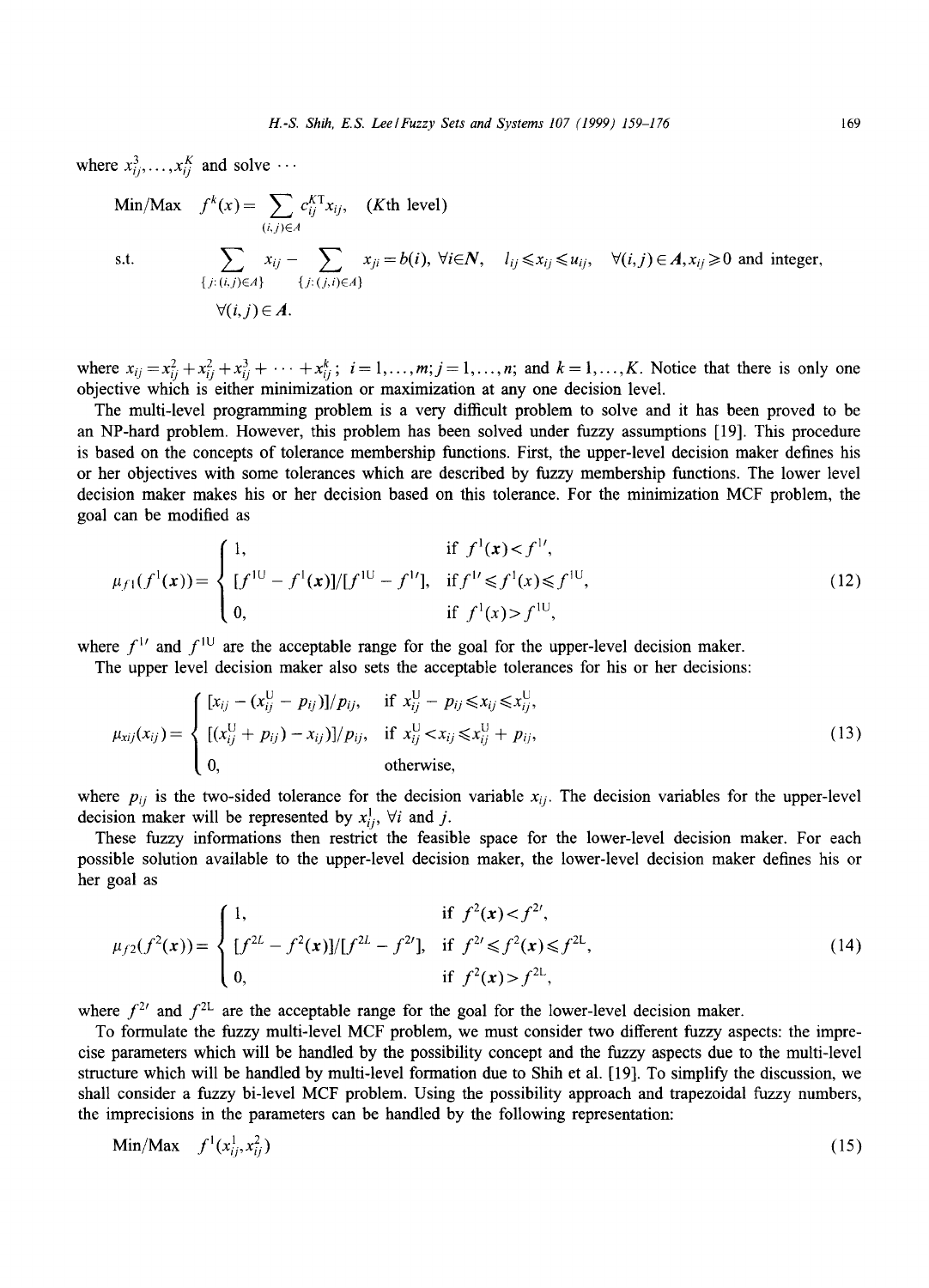where $x_{ij}^3, \ldots, x_{ij}^K$ and solve $\cdots$

$$
\begin{aligned}
\text{Min/Max} \quad & f^k(x) = \sum_{(i,j)\in A} c_{ij}^{KT} x_{ij}, \quad (K\text{th level}) \\
\text{s.t.} \quad & \sum_{\{j:(i,j)\in A\}} x_{ij} - \sum_{\{j:(j,i)\in A\}} x_{ji} = b(i),\ \forall i \in \boldsymbol{N}, \quad l_{ij} \leqslant x_{ij} \leqslant u_{ij}, \quad \forall (i,j) \in \boldsymbol{A}, x_{ij} \geqslant 0 \text{ and integer}, \\
& \forall (i,j) \in \boldsymbol{A}.
\end{aligned}
$$

where $x_{ij} = x_{ij}^2 + x_{ij}^2 + x_{ij}^3 + \cdots + x_{ij}^k$; $i = 1, \ldots, m; j = 1, \ldots, n$; and $k = 1, \ldots, K$. Notice that there is only one objective which is either minimization or maximization at any one decision level.

The multi-level programming problem is a very difficult problem to solve and it has been proved to be an NP-hard problem. However, this problem has been solved under fuzzy assumptions [19]. This procedure is based on the concepts of tolerance membership functions. First, the upper-level decision maker defines his or her objectives with some tolerances which are described by fuzzy membership functions. The lower level decision maker makes his or her decision based on this tolerance. For the minimization MCF problem, the goal can be modified as

$$
\mu_{f^1}(f^1(\boldsymbol{x})) = \begin{cases} 1, & \text{if } f^1(\boldsymbol{x}) < f^{1\prime}, \\ [f^{1\mathrm{U}} - f^1(\boldsymbol{x})]/[f^{1\mathrm{U}} - f^{1\prime}], & \text{if } f^{1\prime} \leqslant f^1(x) \leqslant f^{1\mathrm{U}}, \\ 0, & \text{if } f^1(x) > f^{1\mathrm{U}}, \end{cases} \tag{12}
$$

where $f^{1\prime}$ and $f^{1\mathrm{U}}$ are the acceptable range for the goal for the upper-level decision maker.

The upper level decision maker also sets the acceptable tolerances for his or her decisions:

$$
\mu_{xij}(x_{ij}) = \begin{cases} [x_{ij} - (x_{ij}^{\mathrm{U}} - p_{ij})]/p_{ij}, & \text{if } x_{ij}^{\mathrm{U}} - p_{ij} \leqslant x_{ij} \leqslant x_{ij}^{\mathrm{U}}, \\ [(x_{ij}^{\mathrm{U}} + p_{ij}) - x_{ij})]/p_{ij}, & \text{if } x_{ij}^{\mathrm{U}} < x_{ij} \leqslant x_{ij}^{\mathrm{U}} + p_{ij}, \\ 0, & \text{otherwise}, \end{cases} \tag{13}
$$

where $p_{ij}$ is the two-sided tolerance for the decision variable $x_{ij}$. The decision variables for the upper-level decision maker will be represented by $x_{ij}^1$, $\forall i$ and $j$.

These fuzzy informations then restrict the feasible space for the lower-level decision maker. For each possible solution available to the upper-level decision maker, the lower-level decision maker defines his or her goal as

$$
\mu_{f^2}(f^2(\boldsymbol{x})) = \begin{cases} 1, & \text{if } f^2(\boldsymbol{x}) < f^{2\prime}, \\ [f^{2L} - f^2(\boldsymbol{x})]/[f^{2L} - f^{2\prime}], & \text{if } f^{2\prime} \leqslant f^2(x) \leqslant f^{2\mathrm{L}}, \\ 0, & \text{if } f^2(x) > f^{2\mathrm{L}}, \end{cases} \tag{14}
$$

where $f^{2\prime}$ and $f^{2\mathrm{L}}$ are the acceptable range for the goal for the lower-level decision maker.

To formulate the fuzzy multi-level MCF problem, we must consider two different fuzzy aspects: the imprecise parameters which will be handled by the possibility concept and the fuzzy aspects due to the multi-level structure which will be handled by multi-level formation due to Shih et al. [19]. To simplify the discussion, we shall consider a fuzzy bi-level MCF problem. Using the possibility approach and trapezoidal fuzzy numbers, the imprecisions in the parameters can be handled by the following representation:

$$
\text{Min/Max} \quad f^1(x_{ij}^1, x_{ij}^2) \tag{15}
$$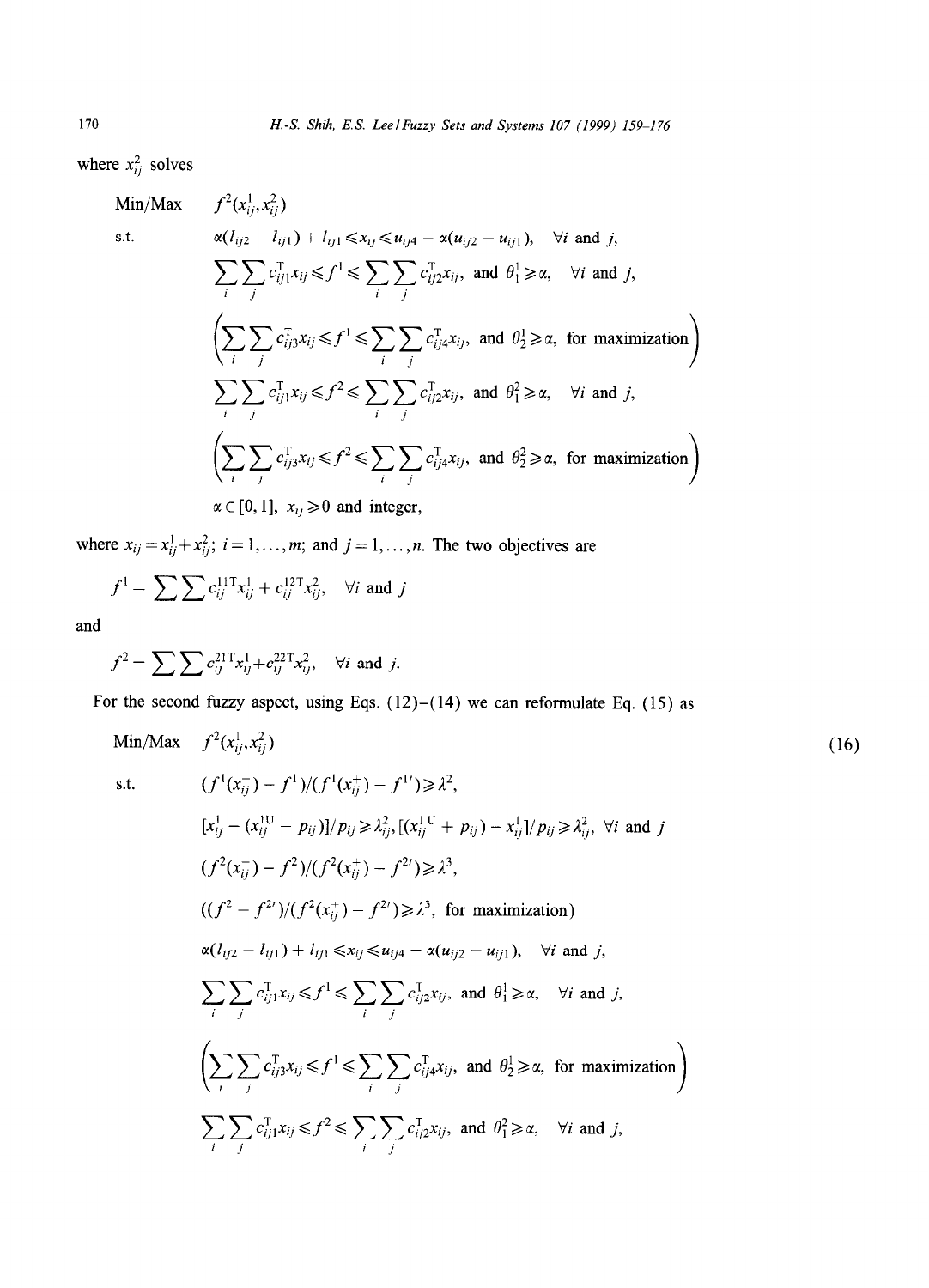where $x_{ij}^2$ solves

$$
\begin{aligned}
\text{Min/Max} \quad & f^2(x_{ij}^1, x_{ij}^2) \\
\text{s.t.} \quad & \alpha(l_{ij2} - l_{ij1}) + l_{ij1} \leqslant x_{ij} \leqslant u_{ij4} - \alpha(u_{ij2} - u_{ij1}), \quad \forall i \text{ and } j, \\
& \sum_i \sum_j c_{ij1}^{\mathrm{T}} x_{ij} \leqslant f^1 \leqslant \sum_i \sum_j c_{ij2}^{\mathrm{T}} x_{ij}, \text{ and } \theta_1^1 \geqslant \alpha, \quad \forall i \text{ and } j, \\
& \left( \sum_i \sum_j c_{ij3}^{\mathrm{T}} x_{ij} \leqslant f^1 \leqslant \sum_i \sum_j c_{ij4}^{\mathrm{T}} x_{ij}, \text{ and } \theta_2^1 \geqslant \alpha, \text{ for maximization} \right) \\
& \sum_i \sum_j c_{ij1}^{\mathrm{T}} x_{ij} \leqslant f^2 \leqslant \sum_i \sum_j c_{ij2}^{\mathrm{T}} x_{ij}, \text{ and } \theta_1^2 \geqslant \alpha, \quad \forall i \text{ and } j, \\
& \left( \sum_i \sum_j c_{ij3}^{\mathrm{T}} x_{ij} \leqslant f^2 \leqslant \sum_i \sum_j c_{ij4}^{\mathrm{T}} x_{ij}, \text{ and } \theta_2^2 \geqslant \alpha, \text{ for maximization} \right) \\
& \alpha \in [0,1], \; x_{ij} \geqslant 0 \text{ and integer},
\end{aligned}
$$

where $x_{ij} = x_{ij}^1 + x_{ij}^2$; $i = 1, \ldots, m$; and $j = 1, \ldots, n$. The two objectives are

$$
f^1 = \sum \sum c_{ij}^{11\mathrm{T}} x_{ij}^1 + c_{ij}^{12\mathrm{T}} x_{ij}^2, \quad \forall i \text{ and } j
$$

and

$$
f^2 = \sum \sum c_{ij}^{21\mathrm{T}} x_{ij}^1 + c_{ij}^{22\mathrm{T}} x_{ij}^2, \quad \forall i \text{ and } j.
$$

For the second fuzzy aspect, using Eqs. (12)–(14) we can reformulate Eq. (15) as

$$
\begin{aligned}
\text{Min/Max} \quad & f^2(x_{ij}^1, x_{ij}^2) \qquad\qquad (16) \\
\text{s.t.} \quad & (f^1(x_{ij}^+) - f^1)/(f^1(x_{ij}^+) - f^{1\prime}) \geqslant \lambda^2, \\
& [x_{ij}^1 - (x_{ij}^{1\mathrm{U}} - p_{ij})]/p_{ij} \geqslant \lambda_{ij}^2, [(x_{ij}^{1\mathrm{U}} + p_{ij}) - x_{ij}^1]/p_{ij} \geqslant \lambda_{ij}^2, \quad \forall i \text{ and } j \\
& (f^2(x_{ij}^+) - f^2)/(f^2(x_{ij}^+) - f^{2\prime}) \geqslant \lambda^3, \\
& ((f^2 - f^{2\prime})/(f^2(x_{ij}^+) - f^{2\prime}) \geqslant \lambda^3, \text{ for maximization}) \\
& \alpha(l_{ij2} - l_{ij1}) + l_{ij1} \leqslant x_{ij} \leqslant u_{ij4} - \alpha(u_{ij2} - u_{ij1}), \quad \forall i \text{ and } j, \\
& \sum_i \sum_j c_{ij1}^{\mathrm{T}} x_{ij} \leqslant f^1 \leqslant \sum_i \sum_j c_{ij2}^{\mathrm{T}} x_{ij}, \text{ and } \theta_1^1 \geqslant \alpha, \quad \forall i \text{ and } j, \\
& \left( \sum_i \sum_j c_{ij3}^{\mathrm{T}} x_{ij} \leqslant f^1 \leqslant \sum_i \sum_j c_{ij4}^{\mathrm{T}} x_{ij}, \text{ and } \theta_2^1 \geqslant \alpha, \text{ for maximization} \right) \\
& \sum_i \sum_j c_{ij1}^{\mathrm{T}} x_{ij} \leqslant f^2 \leqslant \sum_i \sum_j c_{ij2}^{\mathrm{T}} x_{ij}, \text{ and } \theta_1^2 \geqslant \alpha, \quad \forall i \text{ and } j,
\end{aligned}
$$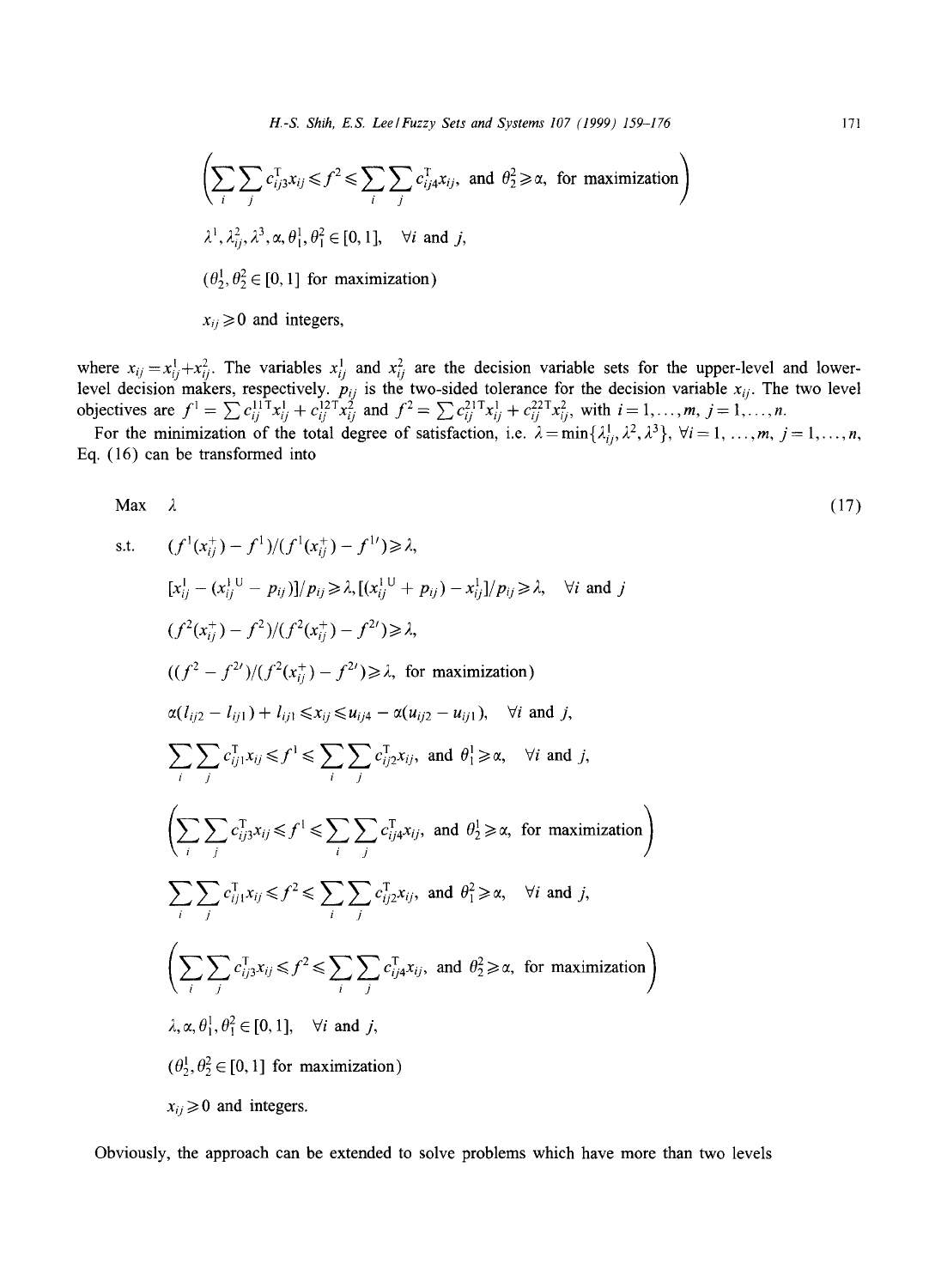$$\left(\sum_i \sum_j c_{ij3}^{\mathrm{T}} x_{ij} \leqslant f^2 \leqslant \sum_i \sum_j c_{ij4}^{\mathrm{T}} x_{ij}, \text{ and } \theta_2^2 \geqslant \alpha, \text{ for maximization}\right)$$

$$\lambda^1, \lambda_{ij}^2, \lambda^3, \alpha, \theta_1^1, \theta_1^2 \in [0, 1], \quad \forall i \text{ and } j,$$

$$(\theta_2^1, \theta_2^2 \in [0, 1] \text{ for maximization})$$

$$x_{ij} \geqslant 0 \text{ and integers,}$$

where $x_{ij} = x_{ij}^1 + x_{ij}^2$. The variables $x_{ij}^1$ and $x_{ij}^2$ are the decision variable sets for the upper-level and lower-level decision makers, respectively. $p_{ij}$ is the two-sided tolerance for the decision variable $x_{ij}$. The two level objectives are $f^1 = \sum c_{ij}^{11\mathrm{T}} x_{ij}^1 + c_{ij}^{12\mathrm{T}} x_{ij}^2$ and $f^2 = \sum c_{ij}^{21\mathrm{T}} x_{ij}^1 + c_{ij}^{22\mathrm{T}} x_{ij}^2$, with $i = 1, \ldots, m$, $j = 1, \ldots, n$.

For the minimization of the total degree of satisfaction, i.e. $\lambda = \min\{\lambda_{ij}^1, \lambda^2, \lambda^3\}$, $\forall i = 1, \ldots, m$, $j = 1, \ldots, n$, Eq. (16) can be transformed into

$$\text{Max} \quad \lambda \tag{17}$$

$$\text{s.t.} \quad (f^1(x_{ij}^+) - f^1)/(f^1(x_{ij}^+) - f^{1\prime}) \geqslant \lambda,$$

$$[x_{ij}^1 - (x_{ij}^{1\mathrm{U}} - p_{ij})]/p_{ij} \geqslant \lambda, [(x_{ij}^{1\mathrm{U}} + p_{ij}) - x_{ij}^1]/p_{ij} \geqslant \lambda, \quad \forall i \text{ and } j$$

$$(f^2(x_{ij}^+) - f^2)/(f^2(x_{ij}^+) - f^{2\prime}) \geqslant \lambda,$$

$$((f^2 - f^{2\prime})/(f^2(x_{ij}^+) - f^{2\prime}) \geqslant \lambda, \text{ for maximization})$$

$$\alpha(l_{ij2} - l_{ij1}) + l_{ij1} \leqslant x_{ij} \leqslant u_{ij4} - \alpha(u_{ij2} - u_{ij1}), \quad \forall i \text{ and } j,$$

$$\sum_i \sum_j c_{ij1}^{\mathrm{T}} x_{ij} \leqslant f^1 \leqslant \sum_i \sum_j c_{ij2}^{\mathrm{T}} x_{ij}, \text{ and } \theta_1^1 \geqslant \alpha, \quad \forall i \text{ and } j,$$

$$\left(\sum_i \sum_j c_{ij3}^{\mathrm{T}} x_{ij} \leqslant f^1 \leqslant \sum_i \sum_j c_{ij4}^{\mathrm{T}} x_{ij}, \text{ and } \theta_2^1 \geqslant \alpha, \text{ for maximization}\right)$$

$$\sum_i \sum_j c_{ij1}^{\mathrm{T}} x_{ij} \leqslant f^2 \leqslant \sum_i \sum_j c_{ij2}^{\mathrm{T}} x_{ij}, \text{ and } \theta_1^2 \geqslant \alpha, \quad \forall i \text{ and } j,$$

$$\left(\sum_i \sum_j c_{ij3}^{\mathrm{T}} x_{ij} \leqslant f^2 \leqslant \sum_i \sum_j c_{ij4}^{\mathrm{T}} x_{ij}, \text{ and } \theta_2^2 \geqslant \alpha, \text{ for maximization}\right)$$

$$\lambda, \alpha, \theta_1^1, \theta_1^2 \in [0, 1], \quad \forall i \text{ and } j,$$

$$(\theta_2^1, \theta_2^2 \in [0, 1] \text{ for maximization})$$

$$x_{ij} \geqslant 0 \text{ and integers.}$$

Obviously, the approach can be extended to solve problems which have more than two levels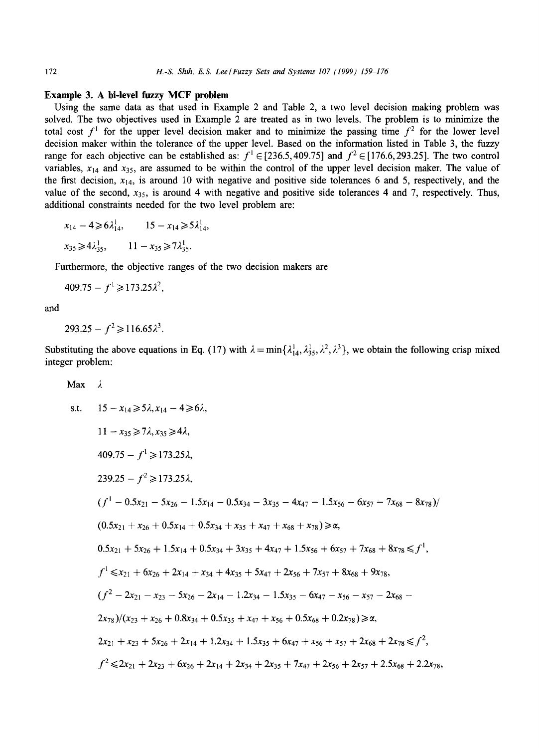**Example 3. A bi-level fuzzy MCF problem**

Using the same data as that used in Example 2 and Table 2, a two level decision making problem was solved. The two objectives used in Example 2 are treated as in two levels. The problem is to minimize the total cost $f^1$ for the upper level decision maker and to minimize the passing time $f^2$ for the lower level decision maker within the tolerance of the upper level. Based on the information listed in Table 3, the fuzzy range for each objective can be established as: $f^1 \in [236.5, 409.75]$ and $f^2 \in [176.6, 293.25]$. The two control variables, $x_{14}$ and $x_{35}$, are assumed to be within the control of the upper level decision maker. The value of the first decision, $x_{14}$, is around 10 with negative and positive side tolerances 6 and 5, respectively, and the value of the second, $x_{35}$, is around 4 with negative and positive side tolerances 4 and 7, respectively. Thus, additional constraints needed for the two level problem are:

$$x_{14} - 4 \geqslant 6\lambda_{14}^1, \qquad 15 - x_{14} \geqslant 5\lambda_{14}^1,$$

$$x_{35} \geqslant 4\lambda_{35}^1, \qquad 11 - x_{35} \geqslant 7\lambda_{35}^1.$$

Furthermore, the objective ranges of the two decision makers are

$$409.75 - f^1 \geqslant 173.25\lambda^2,$$

and

$$293.25 - f^2 \geqslant 116.65\lambda^3.$$

Substituting the above equations in Eq. (17) with $\lambda = \min\{\lambda_{14}^1, \lambda_{35}^1, \lambda^2, \lambda^3\}$, we obtain the following crisp mixed integer problem:

$$
\begin{aligned}
\text{Max} \quad & \lambda \\
\text{s.t.} \quad & 15 - x_{14} \geqslant 5\lambda, x_{14} - 4 \geqslant 6\lambda, \\
& 11 - x_{35} \geqslant 7\lambda, x_{35} \geqslant 4\lambda, \\
& 409.75 - f^1 \geqslant 173.25\lambda, \\
& 239.25 - f^2 \geqslant 173.25\lambda, \\
& (f^1 - 0.5x_{21} - 5x_{26} - 1.5x_{14} - 0.5x_{34} - 3x_{35} - 4x_{47} - 1.5x_{56} - 6x_{57} - 7x_{68} - 8x_{78})/ \\
& (0.5x_{21} + x_{26} + 0.5x_{14} + 0.5x_{34} + x_{35} + x_{47} + x_{68} + x_{78}) \geqslant \alpha, \\
& 0.5x_{21} + 5x_{26} + 1.5x_{14} + 0.5x_{34} + 3x_{35} + 4x_{47} + 1.5x_{56} + 6x_{57} + 7x_{68} + 8x_{78} \leqslant f^1, \\
& f^1 \leqslant x_{21} + 6x_{26} + 2x_{14} + x_{34} + 4x_{35} + 5x_{47} + 2x_{56} + 7x_{57} + 8x_{68} + 9x_{78}, \\
& (f^2 - 2x_{21} - x_{23} - 5x_{26} - 2x_{14} - 1.2x_{34} - 1.5x_{35} - 6x_{47} - x_{56} - x_{57} - 2x_{68} - \\
& 2x_{78})/(x_{23} + x_{26} + 0.8x_{34} + 0.5x_{35} + x_{47} + x_{56} + 0.5x_{68} + 0.2x_{78}) \geqslant \alpha, \\
& 2x_{21} + x_{23} + 5x_{26} + 2x_{14} + 1.2x_{34} + 1.5x_{35} + 6x_{47} + x_{56} + x_{57} + 2x_{68} + 2x_{78} \leqslant f^2, \\
& f^2 \leqslant 2x_{21} + 2x_{23} + 6x_{26} + 2x_{14} + 2x_{34} + 2x_{35} + 7x_{47} + 2x_{56} + 2x_{57} + 2.5x_{68} + 2.2x_{78},
\end{aligned}
$$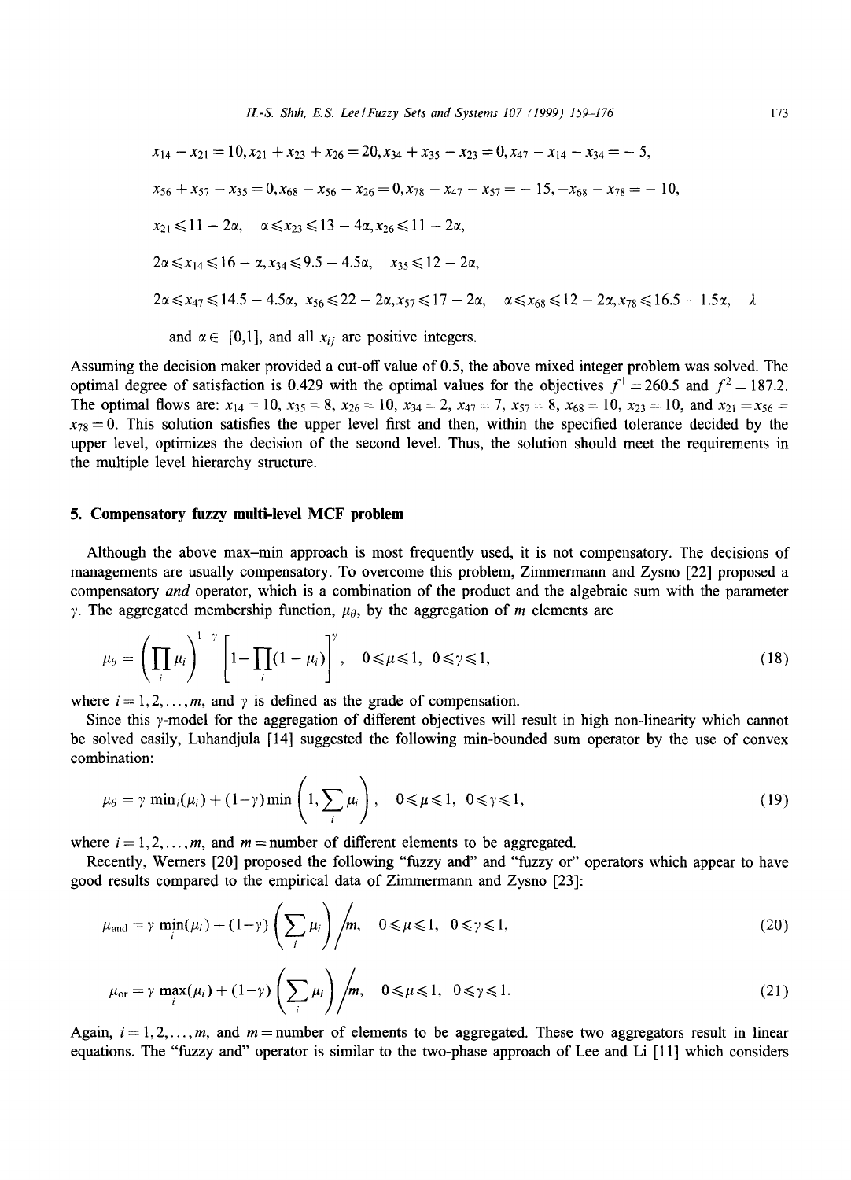$x_{14} - x_{21} = 10, x_{21} + x_{23} + x_{26} = 20, x_{34} + x_{35} - x_{23} = 0, x_{47} - x_{14} - x_{34} = -5,$

$x_{56} + x_{57} - x_{35} = 0, x_{68} - x_{56} - x_{26} = 0, x_{78} - x_{47} - x_{57} = -15, -x_{68} - x_{78} = -10,$

$x_{21} \leqslant 11 - 2\alpha, \quad \alpha \leqslant x_{23} \leqslant 13 - 4\alpha, x_{26} \leqslant 11 - 2\alpha,$

$2\alpha \leqslant x_{14} \leqslant 16 - \alpha, x_{34} \leqslant 9.5 - 4.5\alpha, \quad x_{35} \leqslant 12 - 2\alpha,$

$2\alpha \leqslant x_{47} \leqslant 14.5 - 4.5\alpha, \ x_{56} \leqslant 22 - 2\alpha, x_{57} \leqslant 17 - 2\alpha, \quad \alpha \leqslant x_{68} \leqslant 12 - 2\alpha, x_{78} \leqslant 16.5 - 1.5\alpha, \quad \lambda$

and $\alpha \in [0,1]$, and all $x_{ij}$ are positive integers.

Assuming the decision maker provided a cut-off value of 0.5, the above mixed integer problem was solved. The optimal degree of satisfaction is 0.429 with the optimal values for the objectives $f^1 = 260.5$ and $f^2 = 187.2$. The optimal flows are: $x_{14} = 10$, $x_{35} = 8$, $x_{26} = 10$, $x_{34} = 2$, $x_{47} = 7$, $x_{57} = 8$, $x_{68} = 10$, $x_{23} = 10$, and $x_{21} = x_{56} = x_{78} = 0$. This solution satisfies the upper level first and then, within the specified tolerance decided by the upper level, optimizes the decision of the second level. Thus, the solution should meet the requirements in the multiple level hierarchy structure.

## 5. Compensatory fuzzy multi-level MCF problem

Although the above max–min approach is most frequently used, it is not compensatory. The decisions of managements are usually compensatory. To overcome this problem, Zimmermann and Zysno [22] proposed a compensatory *and* operator, which is a combination of the product and the algebraic sum with the parameter $\gamma$. The aggregated membership function, $\mu_\theta$, by the aggregation of $m$ elements are

$$\mu_\theta = \left(\prod_i \mu_i\right)^{1-\gamma} \left[1 - \prod_i (1 - \mu_i)\right]^{\gamma}, \quad 0 \leqslant \mu \leqslant 1, \quad 0 \leqslant \gamma \leqslant 1, \tag{18}$$

where $i = 1, 2, \ldots, m$, and $\gamma$ is defined as the grade of compensation.

Since this $\gamma$-model for the aggregation of different objectives will result in high non-linearity which cannot be solved easily, Luhandjula [14] suggested the following min-bounded sum operator by the use of convex combination:

$$\mu_\theta = \gamma \min_i(\mu_i) + (1-\gamma) \min\left(1, \sum_i \mu_i\right), \quad 0 \leqslant \mu \leqslant 1, \quad 0 \leqslant \gamma \leqslant 1, \tag{19}$$

where $i = 1, 2, \ldots, m$, and $m$ = number of different elements to be aggregated.

Recently, Werners [20] proposed the following "fuzzy and" and "fuzzy or" operators which appear to have good results compared to the empirical data of Zimmermann and Zysno [23]:

$$\mu_{\text{and}} = \gamma \min_i(\mu_i) + (1-\gamma) \left(\sum_i \mu_i\right) \Big/ m, \quad 0 \leqslant \mu \leqslant 1, \quad 0 \leqslant \gamma \leqslant 1, \tag{20}$$

$$\mu_{\text{or}} = \gamma \max_i(\mu_i) + (1-\gamma) \left(\sum_i \mu_i\right) \Big/ m, \quad 0 \leqslant \mu \leqslant 1, \quad 0 \leqslant \gamma \leqslant 1. \tag{21}$$

Again, $i = 1, 2, \ldots, m$, and $m$ = number of elements to be aggregated. These two aggregators result in linear equations. The "fuzzy and" operator is similar to the two-phase approach of Lee and Li [11] which considers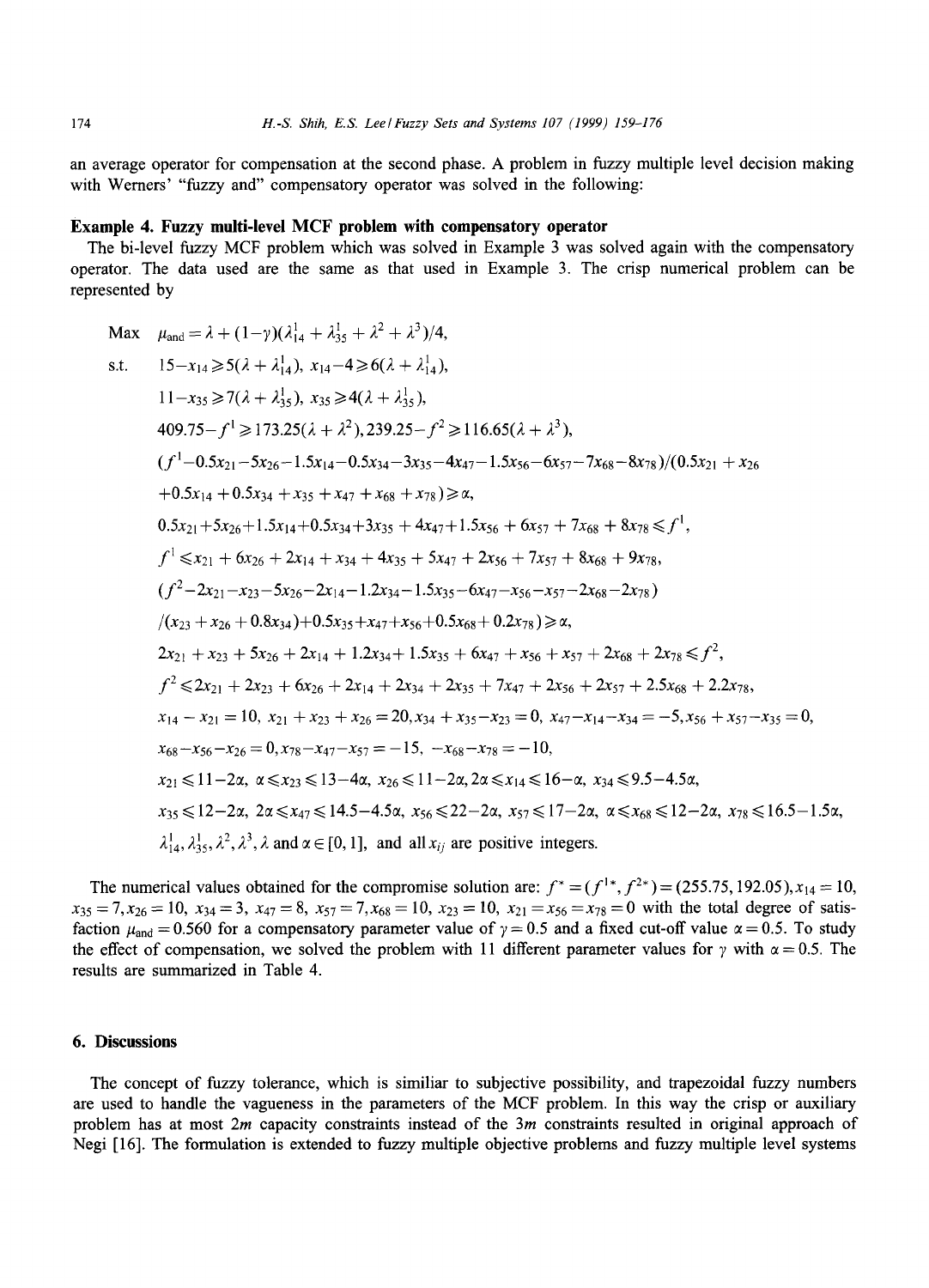an average operator for compensation at the second phase. A problem in fuzzy multiple level decision making with Werners' "fuzzy and" compensatory operator was solved in the following:

**Example 4. Fuzzy multi-level MCF problem with compensatory operator**

The bi-level fuzzy MCF problem which was solved in Example 3 was solved again with the compensatory operator. The data used are the same as that used in Example 3. The crisp numerical problem can be represented by

$$
\begin{aligned}
\text{Max}\quad & \mu_{\text{and}} = \lambda + (1-\gamma)(\lambda_{14}^1 + \lambda_{35}^1 + \lambda^2 + \lambda^3)/4,\\
\text{s.t.}\quad & 15 - x_{14} \geqslant 5(\lambda + \lambda_{14}^1),\; x_{14} - 4 \geqslant 6(\lambda + \lambda_{14}^1),\\
& 11 - x_{35} \geqslant 7(\lambda + \lambda_{35}^1),\; x_{35} \geqslant 4(\lambda + \lambda_{35}^1),\\
& 409.75 - f^1 \geqslant 173.25(\lambda + \lambda^2), 239.25 - f^2 \geqslant 116.65(\lambda + \lambda^3),\\
& (f^1 - 0.5x_{21} - 5x_{26} - 1.5x_{14} - 0.5x_{34} - 3x_{35} - 4x_{47} - 1.5x_{56} - 6x_{57} - 7x_{68} - 8x_{78})/(0.5x_{21} + x_{26}\\
& + 0.5x_{14} + 0.5x_{34} + x_{35} + x_{47} + x_{68} + x_{78}) \geqslant \alpha,\\
& 0.5x_{21} + 5x_{26} + 1.5x_{14} + 0.5x_{34} + 3x_{35} + 4x_{47} + 1.5x_{56} + 6x_{57} + 7x_{68} + 8x_{78} \leqslant f^1,\\
& f^1 \leqslant x_{21} + 6x_{26} + 2x_{14} + x_{34} + 4x_{35} + 5x_{47} + 2x_{56} + 7x_{57} + 8x_{68} + 9x_{78},\\
& (f^2 - 2x_{21} - x_{23} - 5x_{26} - 2x_{14} - 1.2x_{34} - 1.5x_{35} - 6x_{47} - x_{56} - x_{57} - 2x_{68} - 2x_{78})\\
& /(x_{23} + x_{26} + 0.8x_{34}) + 0.5x_{35} + x_{47} + x_{56} + 0.5x_{68} + 0.2x_{78}) \geqslant \alpha,\\
& 2x_{21} + x_{23} + 5x_{26} + 2x_{14} + 1.2x_{34} + 1.5x_{35} + 6x_{47} + x_{56} + x_{57} + 2x_{68} + 2x_{78} \leqslant f^2,\\
& f^2 \leqslant 2x_{21} + 2x_{23} + 6x_{26} + 2x_{14} + 2x_{34} + 2x_{35} + 7x_{47} + 2x_{56} + 2x_{57} + 2.5x_{68} + 2.2x_{78},\\
& x_{14} - x_{21} = 10,\; x_{21} + x_{23} + x_{26} = 20, x_{34} + x_{35} - x_{23} = 0,\; x_{47} - x_{14} - x_{34} = -5, x_{56} + x_{57} - x_{35} = 0,\\
& x_{68} - x_{56} - x_{26} = 0, x_{78} - x_{47} - x_{57} = -15,\; -x_{68} - x_{78} = -10,\\
& x_{21} \leqslant 11 - 2\alpha,\; \alpha \leqslant x_{23} \leqslant 13 - 4\alpha,\; x_{26} \leqslant 11 - 2\alpha, 2\alpha \leqslant x_{14} \leqslant 16 - \alpha,\; x_{34} \leqslant 9.5 - 4.5\alpha,\\
& x_{35} \leqslant 12 - 2\alpha,\; 2\alpha \leqslant x_{47} \leqslant 14.5 - 4.5\alpha,\; x_{56} \leqslant 22 - 2\alpha,\; x_{57} \leqslant 17 - 2\alpha,\; \alpha \leqslant x_{68} \leqslant 12 - 2\alpha,\; x_{78} \leqslant 16.5 - 1.5\alpha,\\
& \lambda_{14}^1, \lambda_{35}^1, \lambda^2, \lambda^3, \lambda \text{ and } \alpha \in [0,1], \text{ and all } x_{ij} \text{ are positive integers.}
\end{aligned}
$$

The numerical values obtained for the compromise solution are: $f^* = (f^{1*}, f^{2*}) = (255.75, 192.05), x_{14} = 10$, $x_{35} = 7, x_{26} = 10$, $x_{34} = 3$, $x_{47} = 8$, $x_{57} = 7, x_{68} = 10$, $x_{23} = 10$, $x_{21} = x_{56} = x_{78} = 0$ with the total degree of satisfaction $\mu_{\text{and}} = 0.560$ for a compensatory parameter value of $\gamma = 0.5$ and a fixed cut-off value $\alpha = 0.5$. To study the effect of compensation, we solved the problem with 11 different parameter values for $\gamma$ with $\alpha = 0.5$. The results are summarized in Table 4.

## 6. Discussions

The concept of fuzzy tolerance, which is similiar to subjective possibility, and trapezoidal fuzzy numbers are used to handle the vagueness in the parameters of the MCF problem. In this way the crisp or auxiliary problem has at most $2m$ capacity constraints instead of the $3m$ constraints resulted in original approach of Negi [16]. The formulation is extended to fuzzy multiple objective problems and fuzzy multiple level systems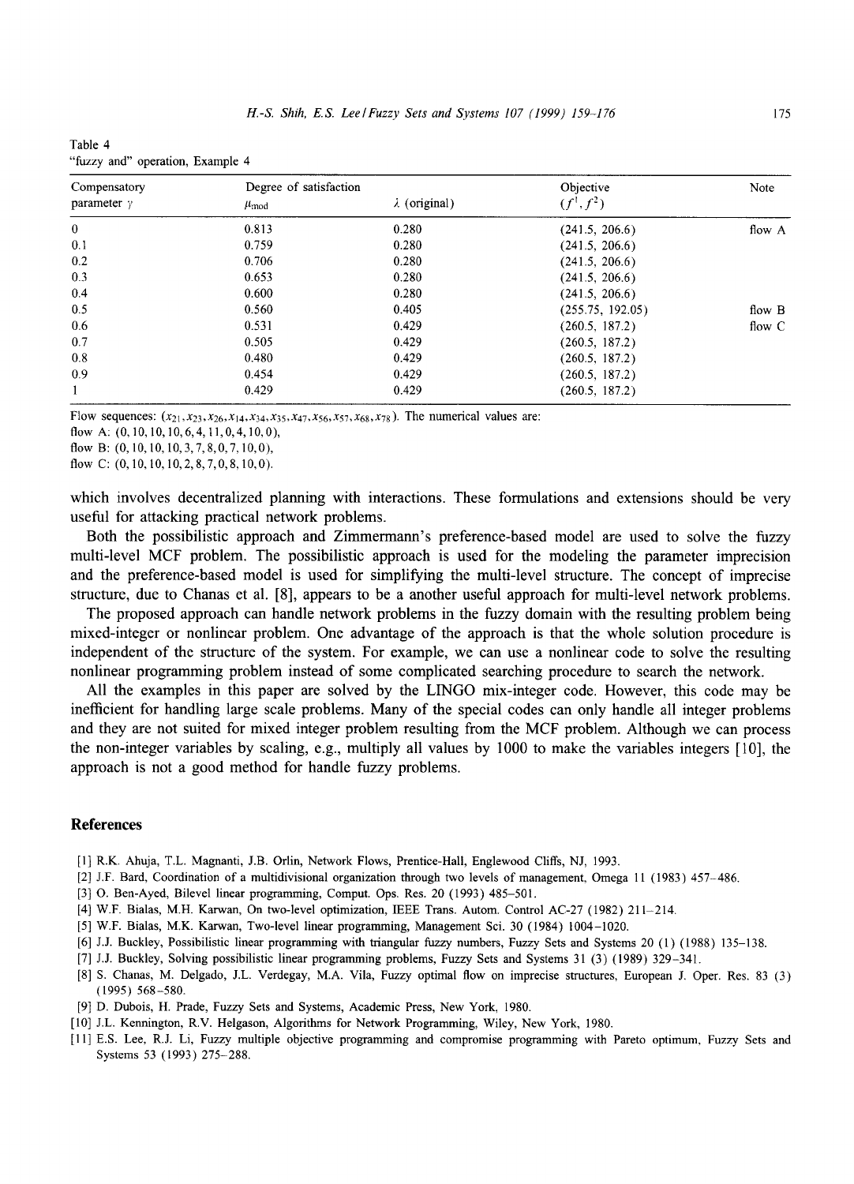Table 4
"fuzzy and" operation, Example 4

| Compensatory parameter $\gamma$ | Degree of satisfaction $\mu_{\text{mod}}$ | $\lambda$ (original) | Objective $(f^1, f^2)$ | Note |
|---|---|---|---|---|
| 0 | 0.813 | 0.280 | (241.5, 206.6) | flow A |
| 0.1 | 0.759 | 0.280 | (241.5, 206.6) | |
| 0.2 | 0.706 | 0.280 | (241.5, 206.6) | |
| 0.3 | 0.653 | 0.280 | (241.5, 206.6) | |
| 0.4 | 0.600 | 0.280 | (241.5, 206.6) | |
| 0.5 | 0.560 | 0.405 | (255.75, 192.05) | flow B |
| 0.6 | 0.531 | 0.429 | (260.5, 187.2) | flow C |
| 0.7 | 0.505 | 0.429 | (260.5, 187.2) | |
| 0.8 | 0.480 | 0.429 | (260.5, 187.2) | |
| 0.9 | 0.454 | 0.429 | (260.5, 187.2) | |
| 1 | 0.429 | 0.429 | (260.5, 187.2) | |

Flow sequences: $(x_{21}, x_{23}, x_{26}, x_{14}, x_{34}, x_{35}, x_{47}, x_{56}, x_{57}, x_{68}, x_{78})$. The numerical values are:
flow A: $(0, 10, 10, 10, 6, 4, 11, 0, 4, 10, 0)$,
flow B: $(0, 10, 10, 10, 3, 7, 8, 0, 7, 10, 0)$,
flow C: $(0, 10, 10, 10, 2, 8, 7, 0, 8, 10, 0)$.

which involves decentralized planning with interactions. These formulations and extensions should be very useful for attacking practical network problems.

Both the possibilistic approach and Zimmermann's preference-based model are used to solve the fuzzy multi-level MCF problem. The possibilistic approach is used for the modeling the parameter imprecision and the preference-based model is used for simplifying the multi-level structure. The concept of imprecise structure, due to Chanas et al. [8], appears to be a another useful approach for multi-level network problems.

The proposed approach can handle network problems in the fuzzy domain with the resulting problem being mixed-integer or nonlinear problem. One advantage of the approach is that the whole solution procedure is independent of the structure of the system. For example, we can use a nonlinear code to solve the resulting nonlinear programming problem instead of some complicated searching procedure to search the network.

All the examples in this paper are solved by the LINGO mix-integer code. However, this code may be inefficient for handling large scale problems. Many of the special codes can only handle all integer problems and they are not suited for mixed integer problem resulting from the MCF problem. Although we can process the non-integer variables by scaling, e.g., multiply all values by 1000 to make the variables integers [10], the approach is not a good method for handle fuzzy problems.

## References

[1] R.K. Ahuja, T.L. Magnanti, J.B. Orlin, Network Flows, Prentice-Hall, Englewood Cliffs, NJ, 1993.

[2] J.F. Bard, Coordination of a multidivisional organization through two levels of management, Omega 11 (1983) 457–486.

[3] O. Ben-Ayed, Bilevel linear programming, Comput. Ops. Res. 20 (1993) 485–501.

[4] W.F. Bialas, M.H. Karwan, On two-level optimization, IEEE Trans. Autom. Control AC-27 (1982) 211–214.

[5] W.F. Bialas, M.K. Karwan, Two-level linear programming, Management Sci. 30 (1984) 1004–1020.

[6] J.J. Buckley, Possibilistic linear programming with triangular fuzzy numbers, Fuzzy Sets and Systems 20 (1) (1988) 135–138.

[7] J.J. Buckley, Solving possibilistic linear programming problems, Fuzzy Sets and Systems 31 (3) (1989) 329–341.

[8] S. Chanas, M. Delgado, J.L. Verdegay, M.A. Vila, Fuzzy optimal flow on imprecise structures, European J. Oper. Res. 83 (3) (1995) 568–580.

[9] D. Dubois, H. Prade, Fuzzy Sets and Systems, Academic Press, New York, 1980.

[10] J.L. Kennington, R.V. Helgason, Algorithms for Network Programming, Wiley, New York, 1980.

[11] E.S. Lee, R.J. Li, Fuzzy multiple objective programming and compromise programming with Pareto optimum, Fuzzy Sets and Systems 53 (1993) 275–288.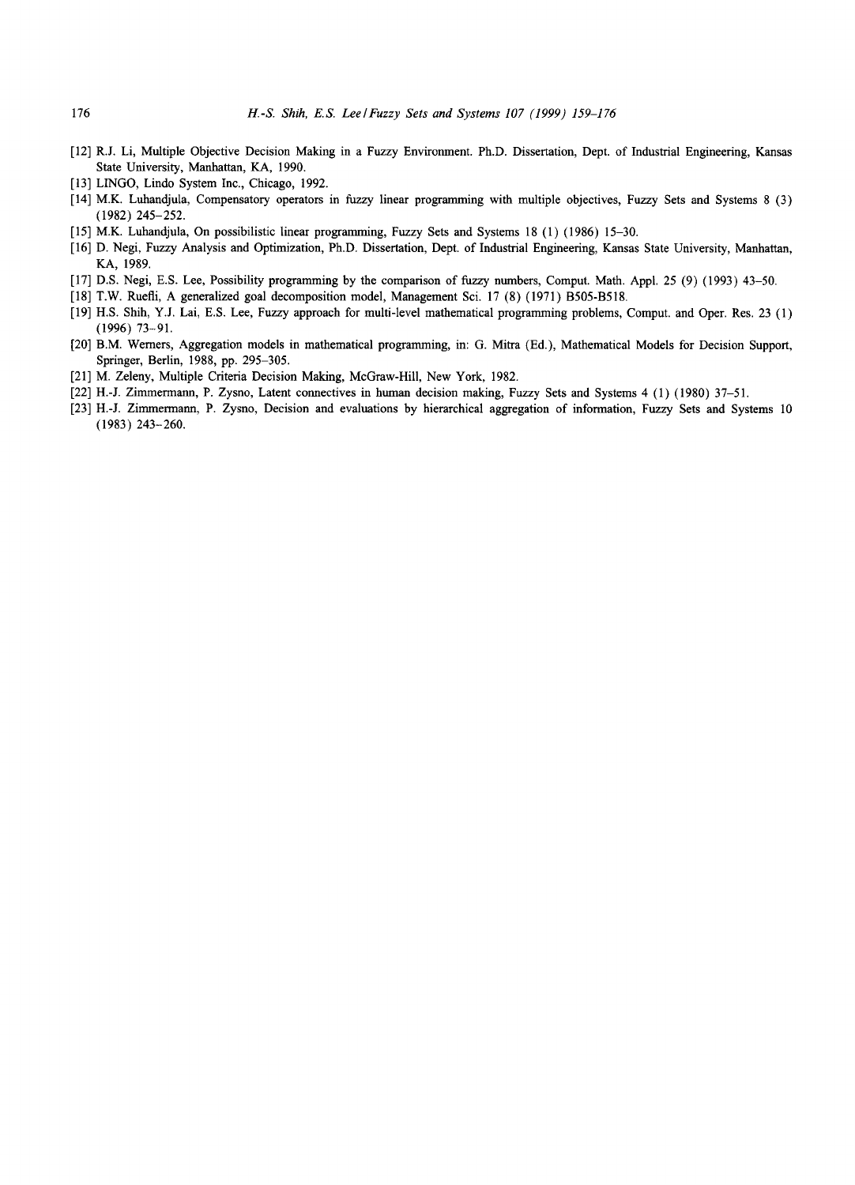[12] R.J. Li, Multiple Objective Decision Making in a Fuzzy Environment. Ph.D. Dissertation, Dept. of Industrial Engineering, Kansas State University, Manhattan, KA, 1990.

[13] LINGO, Lindo System Inc., Chicago, 1992.

[14] M.K. Luhandjula, Compensatory operators in fuzzy linear programming with multiple objectives, Fuzzy Sets and Systems 8 (3) (1982) 245–252.

[15] M.K. Luhandjula, On possibilistic linear programming, Fuzzy Sets and Systems 18 (1) (1986) 15–30.

[16] D. Negi, Fuzzy Analysis and Optimization, Ph.D. Dissertation, Dept. of Industrial Engineering, Kansas State University, Manhattan, KA, 1989.

[17] D.S. Negi, E.S. Lee, Possibility programming by the comparison of fuzzy numbers, Comput. Math. Appl. 25 (9) (1993) 43–50.

[18] T.W. Ruefli, A generalized goal decomposition model, Management Sci. 17 (8) (1971) B505-B518.

[19] H.S. Shih, Y.J. Lai, E.S. Lee, Fuzzy approach for multi-level mathematical programming problems, Comput. and Oper. Res. 23 (1) (1996) 73–91.

[20] B.M. Werners, Aggregation models in mathematical programming, in: G. Mitra (Ed.), Mathematical Models for Decision Support, Springer, Berlin, 1988, pp. 295–305.

[21] M. Zeleny, Multiple Criteria Decision Making, McGraw-Hill, New York, 1982.

[22] H.-J. Zimmermann, P. Zysno, Latent connectives in human decision making, Fuzzy Sets and Systems 4 (1) (1980) 37–51.

[23] H.-J. Zimmermann, P. Zysno, Decision and evaluations by hierarchical aggregation of information, Fuzzy Sets and Systems 10 (1983) 243–260.